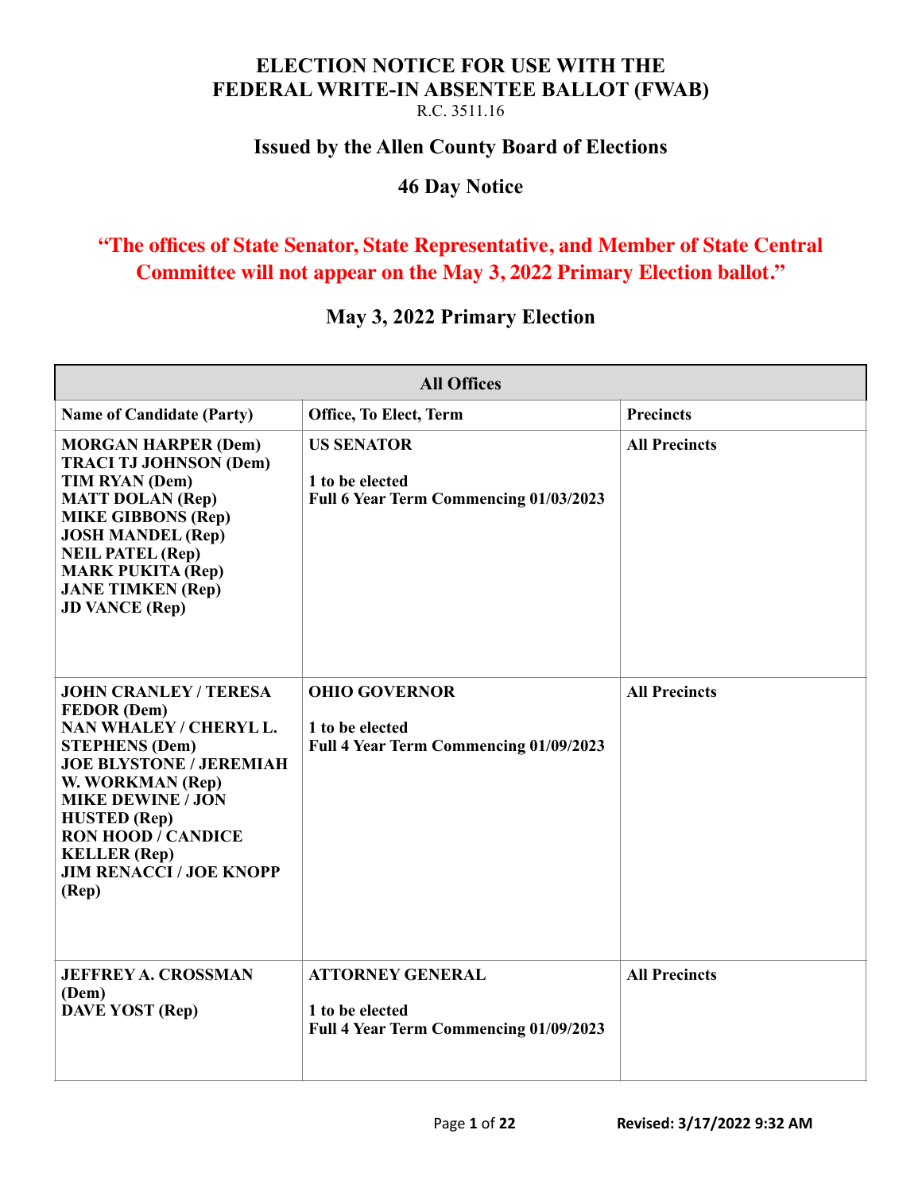# ELECTION NOTICE FOR USE WITH THE FEDERAL WRITE-IN ABSENTEE BALLOT (FWAB)

R.C. 3511.16

## Issued by the Allen County Board of Elections

## 46 Day Notice

**"The offices of State Senator, State Representative, and Member of State Central Committee will not appear on the May 3, 2022 Primary Election ballot."**

## May 3, 2022 Primary Election

| All Offices | | |
|---|---|---|
| **Name of Candidate (Party)** | **Office, To Elect, Term** | **Precincts** |
| **MORGAN HARPER (Dem)**<br>**TRACI TJ JOHNSON (Dem)**<br>**TIM RYAN (Dem)**<br>**MATT DOLAN (Rep)**<br>**MIKE GIBBONS (Rep)**<br>**JOSH MANDEL (Rep)**<br>**NEIL PATEL (Rep)**<br>**MARK PUKITA (Rep)**<br>**JANE TIMKEN (Rep)**<br>**JD VANCE (Rep)** | **US SENATOR**<br><br>**1 to be elected**<br>**Full 6 Year Term Commencing 01/03/2023** | **All Precincts** |
| **JOHN CRANLEY / TERESA FEDOR (Dem)**<br>**NAN WHALEY / CHERYL L. STEPHENS (Dem)**<br>**JOE BLYSTONE / JEREMIAH W. WORKMAN (Rep)**<br>**MIKE DEWINE / JON HUSTED (Rep)**<br>**RON HOOD / CANDICE KELLER (Rep)**<br>**JIM RENACCI / JOE KNOPP (Rep)** | **OHIO GOVERNOR**<br><br>**1 to be elected**<br>**Full 4 Year Term Commencing 01/09/2023** | **All Precincts** |
| **JEFFREY A. CROSSMAN (Dem)**<br>**DAVE YOST (Rep)** | **ATTORNEY GENERAL**<br><br>**1 to be elected**<br>**Full 4 Year Term Commencing 01/09/2023** | **All Precincts** |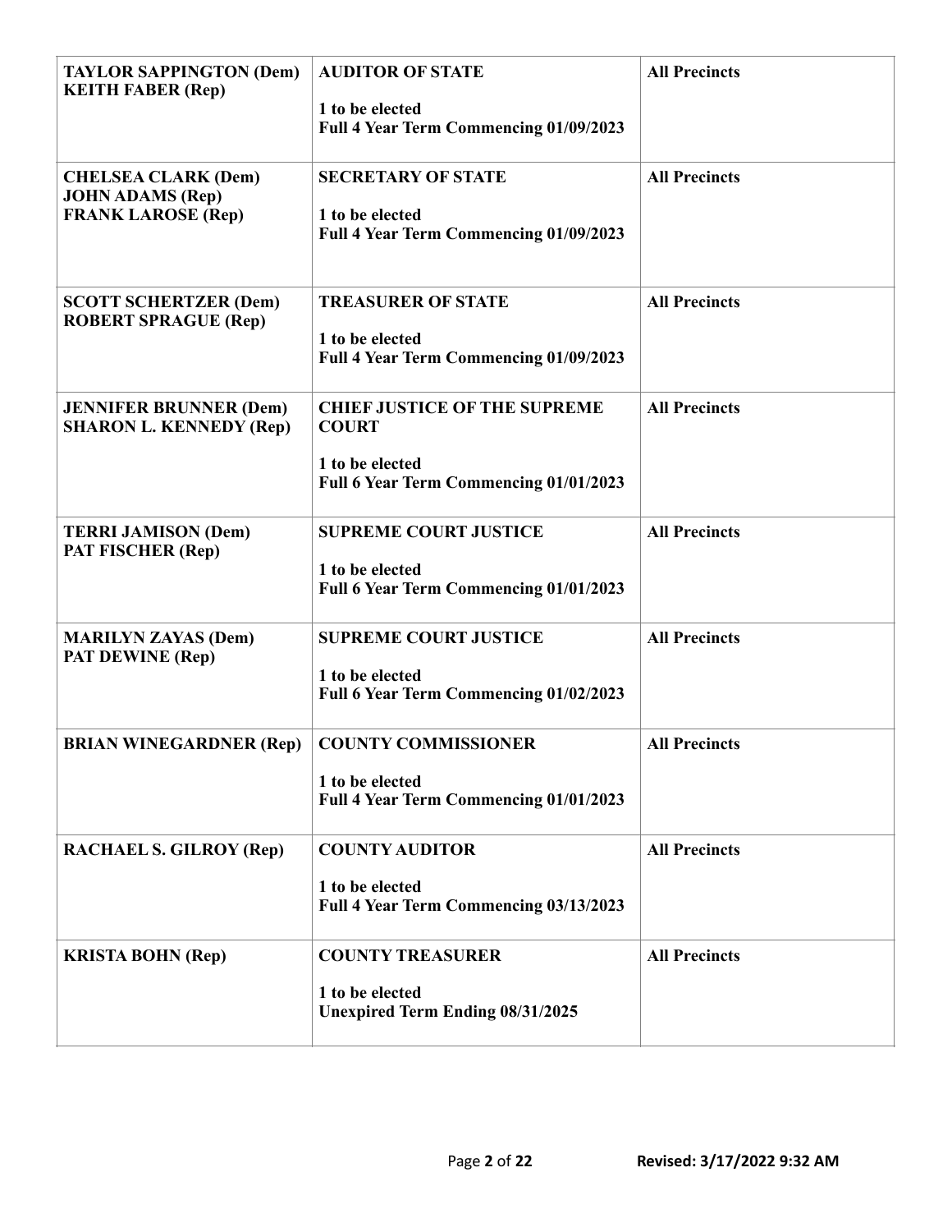| | | |
|---|---|---|
| **TAYLOR SAPPINGTON (Dem)**<br>**KEITH FABER (Rep)** | **AUDITOR OF STATE**<br><br>**1 to be elected**<br>**Full 4 Year Term Commencing 01/09/2023** | **All Precincts** |
| **CHELSEA CLARK (Dem)**<br>**JOHN ADAMS (Rep)**<br>**FRANK LAROSE (Rep)** | **SECRETARY OF STATE**<br><br>**1 to be elected**<br>**Full 4 Year Term Commencing 01/09/2023** | **All Precincts** |
| **SCOTT SCHERTZER (Dem)**<br>**ROBERT SPRAGUE (Rep)** | **TREASURER OF STATE**<br><br>**1 to be elected**<br>**Full 4 Year Term Commencing 01/09/2023** | **All Precincts** |
| **JENNIFER BRUNNER (Dem)**<br>**SHARON L. KENNEDY (Rep)** | **CHIEF JUSTICE OF THE SUPREME COURT**<br><br>**1 to be elected**<br>**Full 6 Year Term Commencing 01/01/2023** | **All Precincts** |
| **TERRI JAMISON (Dem)**<br>**PAT FISCHER (Rep)** | **SUPREME COURT JUSTICE**<br><br>**1 to be elected**<br>**Full 6 Year Term Commencing 01/01/2023** | **All Precincts** |
| **MARILYN ZAYAS (Dem)**<br>**PAT DEWINE (Rep)** | **SUPREME COURT JUSTICE**<br><br>**1 to be elected**<br>**Full 6 Year Term Commencing 01/02/2023** | **All Precincts** |
| **BRIAN WINEGARDNER (Rep)** | **COUNTY COMMISSIONER**<br><br>**1 to be elected**<br>**Full 4 Year Term Commencing 01/01/2023** | **All Precincts** |
| **RACHAEL S. GILROY (Rep)** | **COUNTY AUDITOR**<br><br>**1 to be elected**<br>**Full 4 Year Term Commencing 03/13/2023** | **All Precincts** |
| **KRISTA BOHN (Rep)** | **COUNTY TREASURER**<br><br>**1 to be elected**<br>**Unexpired Term Ending 08/31/2025** | **All Precincts** |

**Revised: 3/17/2022 9:32 AM**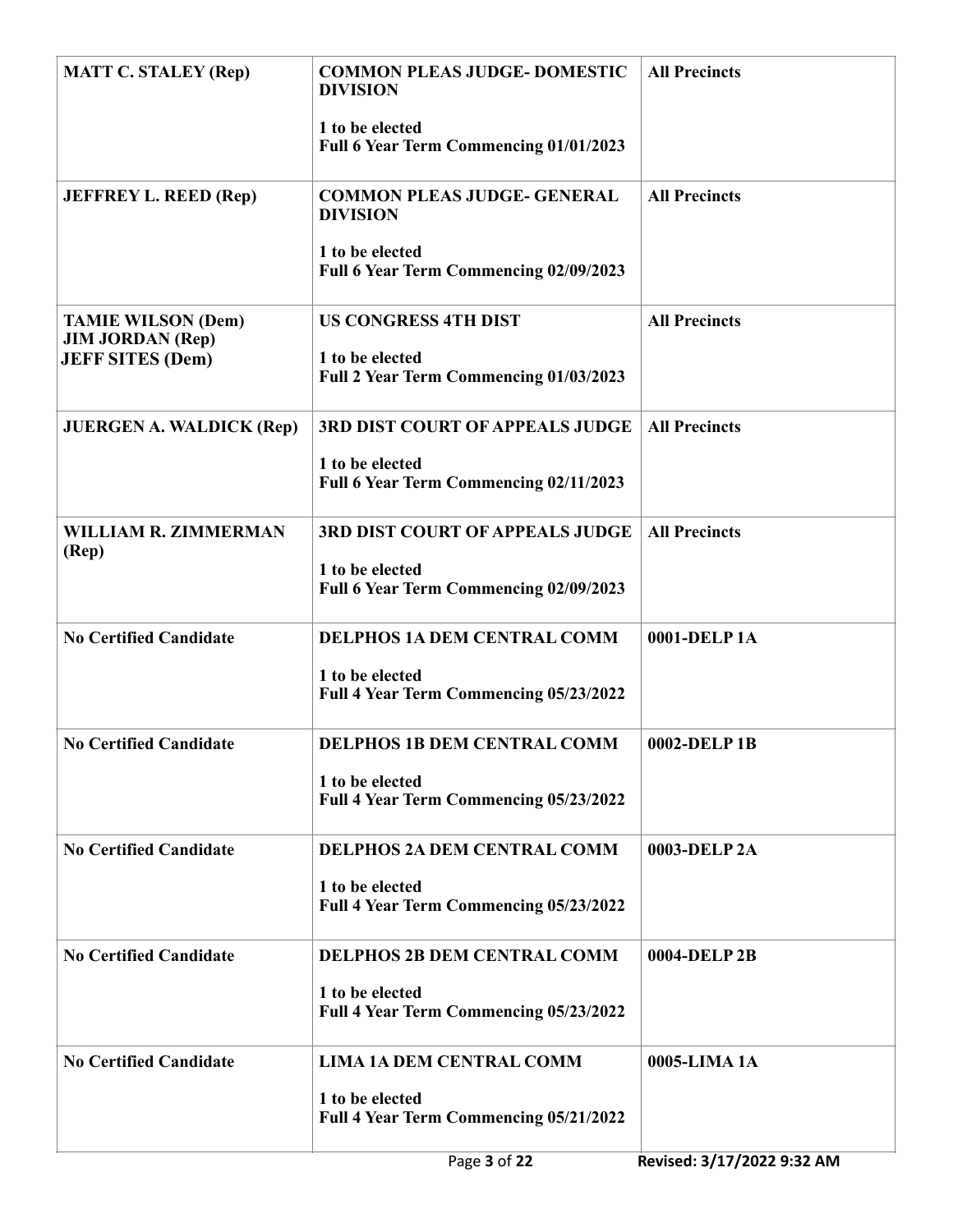| | | |
|---|---|---|
| **MATT C. STALEY (Rep)** | **COMMON PLEAS JUDGE- DOMESTIC DIVISION**<br><br>**1 to be elected**<br>**Full 6 Year Term Commencing 01/01/2023** | **All Precincts** |
| **JEFFREY L. REED (Rep)** | **COMMON PLEAS JUDGE- GENERAL DIVISION**<br><br>**1 to be elected**<br>**Full 6 Year Term Commencing 02/09/2023** | **All Precincts** |
| **TAMIE WILSON (Dem)**<br>**JIM JORDAN (Rep)**<br>**JEFF SITES (Dem)** | **US CONGRESS 4TH DIST**<br><br>**1 to be elected**<br>**Full 2 Year Term Commencing 01/03/2023** | **All Precincts** |
| **JUERGEN A. WALDICK (Rep)** | **3RD DIST COURT OF APPEALS JUDGE**<br><br>**1 to be elected**<br>**Full 6 Year Term Commencing 02/11/2023** | **All Precincts** |
| **WILLIAM R. ZIMMERMAN (Rep)** | **3RD DIST COURT OF APPEALS JUDGE**<br><br>**1 to be elected**<br>**Full 6 Year Term Commencing 02/09/2023** | **All Precincts** |
| **No Certified Candidate** | **DELPHOS 1A DEM CENTRAL COMM**<br><br>**1 to be elected**<br>**Full 4 Year Term Commencing 05/23/2022** | **0001-DELP 1A** |
| **No Certified Candidate** | **DELPHOS 1B DEM CENTRAL COMM**<br><br>**1 to be elected**<br>**Full 4 Year Term Commencing 05/23/2022** | **0002-DELP 1B** |
| **No Certified Candidate** | **DELPHOS 2A DEM CENTRAL COMM**<br><br>**1 to be elected**<br>**Full 4 Year Term Commencing 05/23/2022** | **0003-DELP 2A** |
| **No Certified Candidate** | **DELPHOS 2B DEM CENTRAL COMM**<br><br>**1 to be elected**<br>**Full 4 Year Term Commencing 05/23/2022** | **0004-DELP 2B** |
| **No Certified Candidate** | **LIMA 1A DEM CENTRAL COMM**<br><br>**1 to be elected**<br>**Full 4 Year Term Commencing 05/21/2022** | **0005-LIMA 1A** |

Revised: 3/17/2022 9:32 AM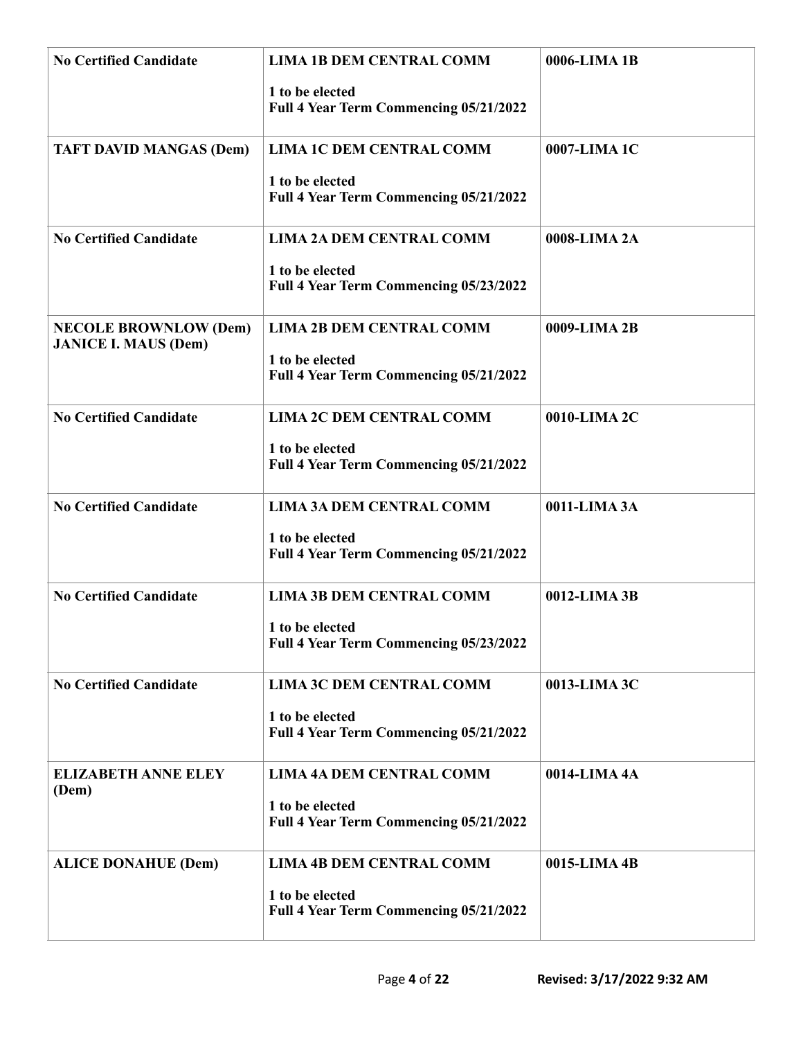| | | |
|---|---|---|
| **No Certified Candidate** | **LIMA 1B DEM CENTRAL COMM**<br><br>**1 to be elected**<br>**Full 4 Year Term Commencing 05/21/2022** | **0006-LIMA 1B** |
| **TAFT DAVID MANGAS (Dem)** | **LIMA 1C DEM CENTRAL COMM**<br><br>**1 to be elected**<br>**Full 4 Year Term Commencing 05/21/2022** | **0007-LIMA 1C** |
| **No Certified Candidate** | **LIMA 2A DEM CENTRAL COMM**<br><br>**1 to be elected**<br>**Full 4 Year Term Commencing 05/23/2022** | **0008-LIMA 2A** |
| **NECOLE BROWNLOW (Dem)**<br>**JANICE I. MAUS (Dem)** | **LIMA 2B DEM CENTRAL COMM**<br><br>**1 to be elected**<br>**Full 4 Year Term Commencing 05/21/2022** | **0009-LIMA 2B** |
| **No Certified Candidate** | **LIMA 2C DEM CENTRAL COMM**<br><br>**1 to be elected**<br>**Full 4 Year Term Commencing 05/21/2022** | **0010-LIMA 2C** |
| **No Certified Candidate** | **LIMA 3A DEM CENTRAL COMM**<br><br>**1 to be elected**<br>**Full 4 Year Term Commencing 05/21/2022** | **0011-LIMA 3A** |
| **No Certified Candidate** | **LIMA 3B DEM CENTRAL COMM**<br><br>**1 to be elected**<br>**Full 4 Year Term Commencing 05/23/2022** | **0012-LIMA 3B** |
| **No Certified Candidate** | **LIMA 3C DEM CENTRAL COMM**<br><br>**1 to be elected**<br>**Full 4 Year Term Commencing 05/21/2022** | **0013-LIMA 3C** |
| **ELIZABETH ANNE ELEY (Dem)** | **LIMA 4A DEM CENTRAL COMM**<br><br>**1 to be elected**<br>**Full 4 Year Term Commencing 05/21/2022** | **0014-LIMA 4A** |
| **ALICE DONAHUE (Dem)** | **LIMA 4B DEM CENTRAL COMM**<br><br>**1 to be elected**<br>**Full 4 Year Term Commencing 05/21/2022** | **0015-LIMA 4B** |

**Revised: 3/17/2022 9:32 AM**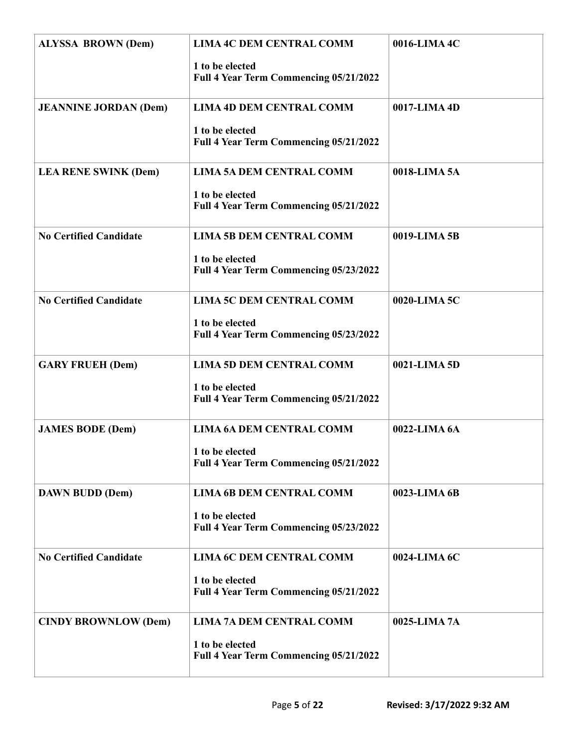| | | |
|---|---|---|
| **ALYSSA BROWN (Dem)** | **LIMA 4C DEM CENTRAL COMM**<br>**1 to be elected**<br>**Full 4 Year Term Commencing 05/21/2022** | **0016-LIMA 4C** |
| **JEANNINE JORDAN (Dem)** | **LIMA 4D DEM CENTRAL COMM**<br>**1 to be elected**<br>**Full 4 Year Term Commencing 05/21/2022** | **0017-LIMA 4D** |
| **LEA RENE SWINK (Dem)** | **LIMA 5A DEM CENTRAL COMM**<br>**1 to be elected**<br>**Full 4 Year Term Commencing 05/21/2022** | **0018-LIMA 5A** |
| **No Certified Candidate** | **LIMA 5B DEM CENTRAL COMM**<br>**1 to be elected**<br>**Full 4 Year Term Commencing 05/23/2022** | **0019-LIMA 5B** |
| **No Certified Candidate** | **LIMA 5C DEM CENTRAL COMM**<br>**1 to be elected**<br>**Full 4 Year Term Commencing 05/23/2022** | **0020-LIMA 5C** |
| **GARY FRUEH (Dem)** | **LIMA 5D DEM CENTRAL COMM**<br>**1 to be elected**<br>**Full 4 Year Term Commencing 05/21/2022** | **0021-LIMA 5D** |
| **JAMES BODE (Dem)** | **LIMA 6A DEM CENTRAL COMM**<br>**1 to be elected**<br>**Full 4 Year Term Commencing 05/21/2022** | **0022-LIMA 6A** |
| **DAWN BUDD (Dem)** | **LIMA 6B DEM CENTRAL COMM**<br>**1 to be elected**<br>**Full 4 Year Term Commencing 05/23/2022** | **0023-LIMA 6B** |
| **No Certified Candidate** | **LIMA 6C DEM CENTRAL COMM**<br>**1 to be elected**<br>**Full 4 Year Term Commencing 05/21/2022** | **0024-LIMA 6C** |
| **CINDY BROWNLOW (Dem)** | **LIMA 7A DEM CENTRAL COMM**<br>**1 to be elected**<br>**Full 4 Year Term Commencing 05/21/2022** | **0025-LIMA 7A** |

**Revised: 3/17/2022 9:32 AM**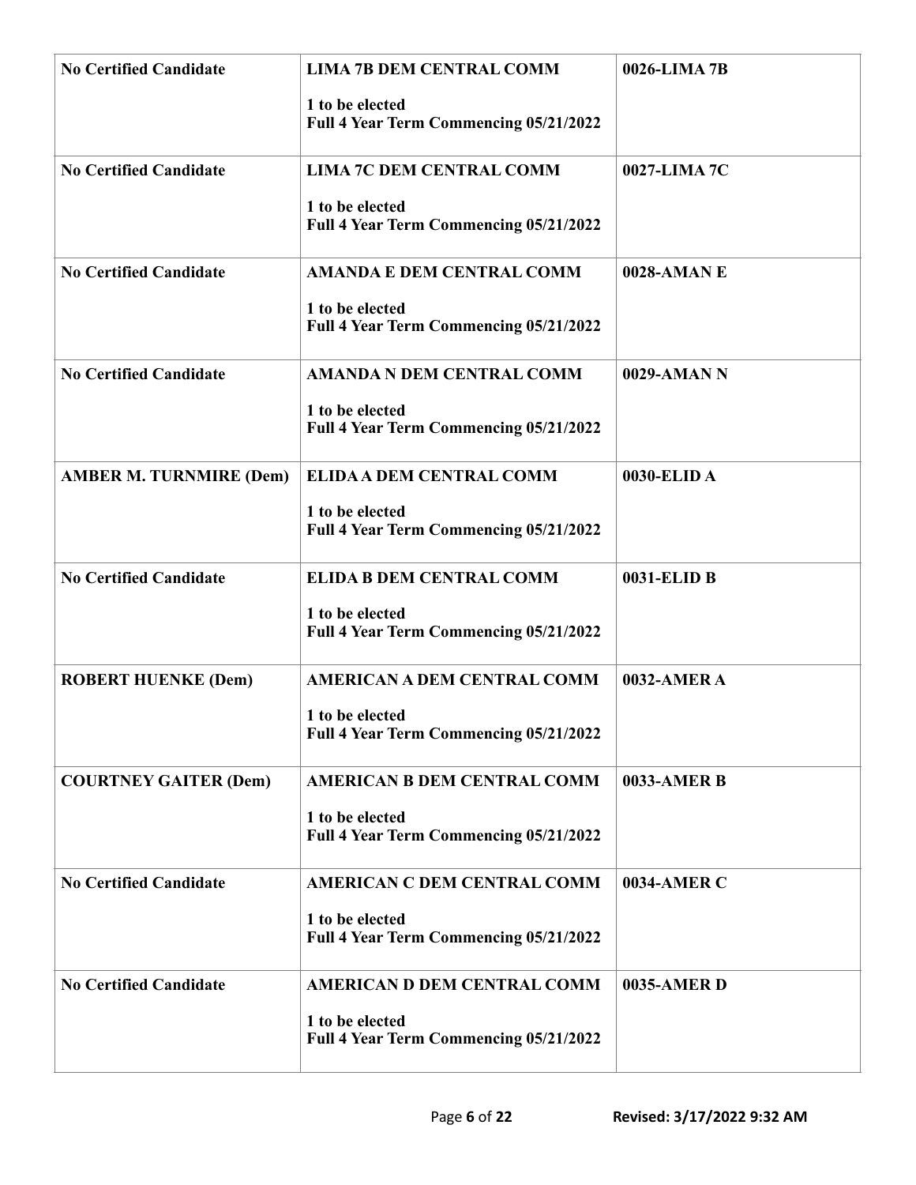| | | |
|---|---|---|
| **No Certified Candidate** | **LIMA 7B DEM CENTRAL COMM**<br>**1 to be elected**<br>**Full 4 Year Term Commencing 05/21/2022** | **0026-LIMA 7B** |
| **No Certified Candidate** | **LIMA 7C DEM CENTRAL COMM**<br>**1 to be elected**<br>**Full 4 Year Term Commencing 05/21/2022** | **0027-LIMA 7C** |
| **No Certified Candidate** | **AMANDA E DEM CENTRAL COMM**<br>**1 to be elected**<br>**Full 4 Year Term Commencing 05/21/2022** | **0028-AMAN E** |
| **No Certified Candidate** | **AMANDA N DEM CENTRAL COMM**<br>**1 to be elected**<br>**Full 4 Year Term Commencing 05/21/2022** | **0029-AMAN N** |
| **AMBER M. TURNMIRE (Dem)** | **ELIDA A DEM CENTRAL COMM**<br>**1 to be elected**<br>**Full 4 Year Term Commencing 05/21/2022** | **0030-ELID A** |
| **No Certified Candidate** | **ELIDA B DEM CENTRAL COMM**<br>**1 to be elected**<br>**Full 4 Year Term Commencing 05/21/2022** | **0031-ELID B** |
| **ROBERT HUENKE (Dem)** | **AMERICAN A DEM CENTRAL COMM**<br>**1 to be elected**<br>**Full 4 Year Term Commencing 05/21/2022** | **0032-AMER A** |
| **COURTNEY GAITER (Dem)** | **AMERICAN B DEM CENTRAL COMM**<br>**1 to be elected**<br>**Full 4 Year Term Commencing 05/21/2022** | **0033-AMER B** |
| **No Certified Candidate** | **AMERICAN C DEM CENTRAL COMM**<br>**1 to be elected**<br>**Full 4 Year Term Commencing 05/21/2022** | **0034-AMER C** |
| **No Certified Candidate** | **AMERICAN D DEM CENTRAL COMM**<br>**1 to be elected**<br>**Full 4 Year Term Commencing 05/21/2022** | **0035-AMER D** |

**Revised: 3/17/2022 9:32 AM**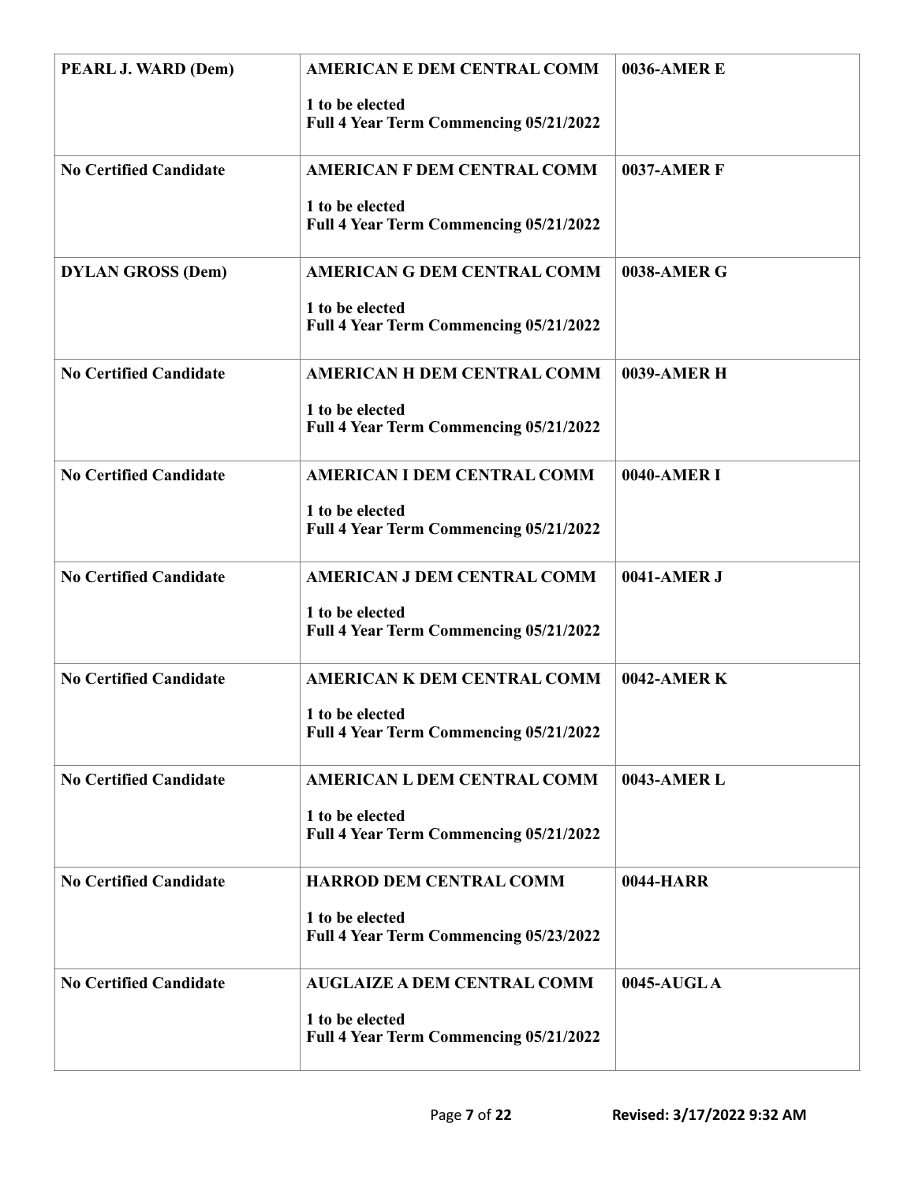| | | |
|---|---|---|
| **PEARL J. WARD (Dem)** | **AMERICAN E DEM CENTRAL COMM**<br><br>**1 to be elected**<br>**Full 4 Year Term Commencing 05/21/2022** | **0036-AMER E** |
| **No Certified Candidate** | **AMERICAN F DEM CENTRAL COMM**<br><br>**1 to be elected**<br>**Full 4 Year Term Commencing 05/21/2022** | **0037-AMER F** |
| **DYLAN GROSS (Dem)** | **AMERICAN G DEM CENTRAL COMM**<br><br>**1 to be elected**<br>**Full 4 Year Term Commencing 05/21/2022** | **0038-AMER G** |
| **No Certified Candidate** | **AMERICAN H DEM CENTRAL COMM**<br><br>**1 to be elected**<br>**Full 4 Year Term Commencing 05/21/2022** | **0039-AMER H** |
| **No Certified Candidate** | **AMERICAN I DEM CENTRAL COMM**<br><br>**1 to be elected**<br>**Full 4 Year Term Commencing 05/21/2022** | **0040-AMER I** |
| **No Certified Candidate** | **AMERICAN J DEM CENTRAL COMM**<br><br>**1 to be elected**<br>**Full 4 Year Term Commencing 05/21/2022** | **0041-AMER J** |
| **No Certified Candidate** | **AMERICAN K DEM CENTRAL COMM**<br><br>**1 to be elected**<br>**Full 4 Year Term Commencing 05/21/2022** | **0042-AMER K** |
| **No Certified Candidate** | **AMERICAN L DEM CENTRAL COMM**<br><br>**1 to be elected**<br>**Full 4 Year Term Commencing 05/21/2022** | **0043-AMER L** |
| **No Certified Candidate** | **HARROD DEM CENTRAL COMM**<br><br>**1 to be elected**<br>**Full 4 Year Term Commencing 05/23/2022** | **0044-HARR** |
| **No Certified Candidate** | **AUGLAIZE A DEM CENTRAL COMM**<br><br>**1 to be elected**<br>**Full 4 Year Term Commencing 05/21/2022** | **0045-AUGL A** |

**Revised: 3/17/2022 9:32 AM**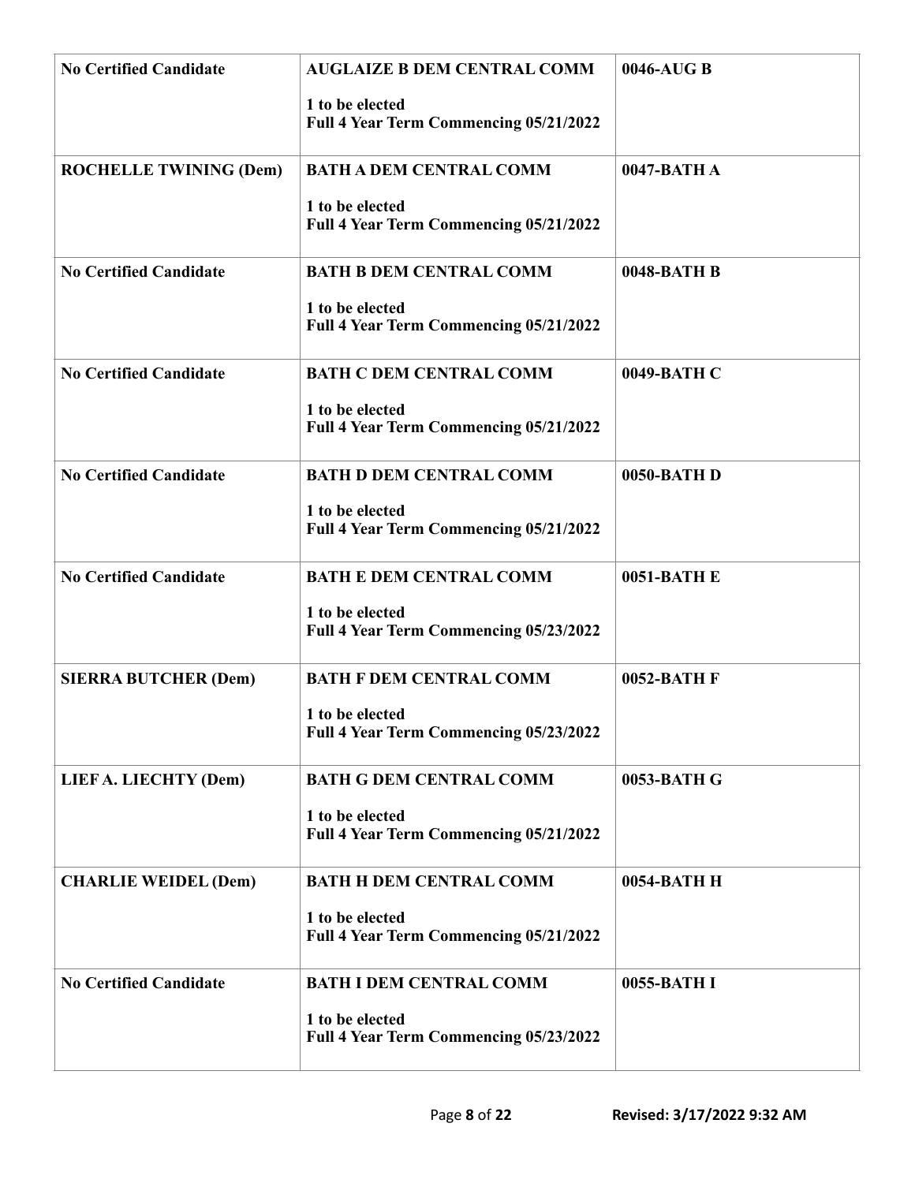| | | |
|---|---|---|
| **No Certified Candidate** | **AUGLAIZE B DEM CENTRAL COMM**<br><br>**1 to be elected**<br>**Full 4 Year Term Commencing 05/21/2022** | **0046-AUG B** |
| **ROCHELLE TWINING (Dem)** | **BATH A DEM CENTRAL COMM**<br><br>**1 to be elected**<br>**Full 4 Year Term Commencing 05/21/2022** | **0047-BATH A** |
| **No Certified Candidate** | **BATH B DEM CENTRAL COMM**<br><br>**1 to be elected**<br>**Full 4 Year Term Commencing 05/21/2022** | **0048-BATH B** |
| **No Certified Candidate** | **BATH C DEM CENTRAL COMM**<br><br>**1 to be elected**<br>**Full 4 Year Term Commencing 05/21/2022** | **0049-BATH C** |
| **No Certified Candidate** | **BATH D DEM CENTRAL COMM**<br><br>**1 to be elected**<br>**Full 4 Year Term Commencing 05/21/2022** | **0050-BATH D** |
| **No Certified Candidate** | **BATH E DEM CENTRAL COMM**<br><br>**1 to be elected**<br>**Full 4 Year Term Commencing 05/23/2022** | **0051-BATH E** |
| **SIERRA BUTCHER (Dem)** | **BATH F DEM CENTRAL COMM**<br><br>**1 to be elected**<br>**Full 4 Year Term Commencing 05/23/2022** | **0052-BATH F** |
| **LIEF A. LIECHTY (Dem)** | **BATH G DEM CENTRAL COMM**<br><br>**1 to be elected**<br>**Full 4 Year Term Commencing 05/21/2022** | **0053-BATH G** |
| **CHARLIE WEIDEL (Dem)** | **BATH H DEM CENTRAL COMM**<br><br>**1 to be elected**<br>**Full 4 Year Term Commencing 05/21/2022** | **0054-BATH H** |
| **No Certified Candidate** | **BATH I DEM CENTRAL COMM**<br><br>**1 to be elected**<br>**Full 4 Year Term Commencing 05/23/2022** | **0055-BATH I** |

**Revised: 3/17/2022 9:32 AM**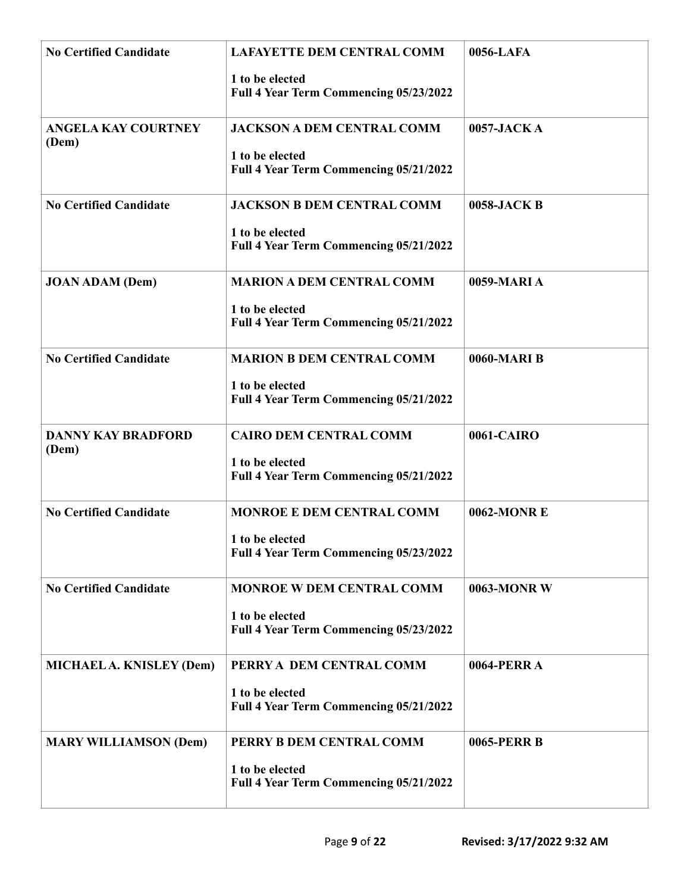| | | |
|---|---|---|
| **No Certified Candidate** | **LAFAYETTE DEM CENTRAL COMM**<br>**1 to be elected**<br>**Full 4 Year Term Commencing 05/23/2022** | **0056-LAFA** |
| **ANGELA KAY COURTNEY (Dem)** | **JACKSON A DEM CENTRAL COMM**<br>**1 to be elected**<br>**Full 4 Year Term Commencing 05/21/2022** | **0057-JACK A** |
| **No Certified Candidate** | **JACKSON B DEM CENTRAL COMM**<br>**1 to be elected**<br>**Full 4 Year Term Commencing 05/21/2022** | **0058-JACK B** |
| **JOAN ADAM (Dem)** | **MARION A DEM CENTRAL COMM**<br>**1 to be elected**<br>**Full 4 Year Term Commencing 05/21/2022** | **0059-MARI A** |
| **No Certified Candidate** | **MARION B DEM CENTRAL COMM**<br>**1 to be elected**<br>**Full 4 Year Term Commencing 05/21/2022** | **0060-MARI B** |
| **DANNY KAY BRADFORD (Dem)** | **CAIRO DEM CENTRAL COMM**<br>**1 to be elected**<br>**Full 4 Year Term Commencing 05/21/2022** | **0061-CAIRO** |
| **No Certified Candidate** | **MONROE E DEM CENTRAL COMM**<br>**1 to be elected**<br>**Full 4 Year Term Commencing 05/23/2022** | **0062-MONR E** |
| **No Certified Candidate** | **MONROE W DEM CENTRAL COMM**<br>**1 to be elected**<br>**Full 4 Year Term Commencing 05/23/2022** | **0063-MONR W** |
| **MICHAEL A. KNISLEY (Dem)** | **PERRY A DEM CENTRAL COMM**<br>**1 to be elected**<br>**Full 4 Year Term Commencing 05/21/2022** | **0064-PERR A** |
| **MARY WILLIAMSON (Dem)** | **PERRY B DEM CENTRAL COMM**<br>**1 to be elected**<br>**Full 4 Year Term Commencing 05/21/2022** | **0065-PERR B** |

**Revised: 3/17/2022 9:32 AM**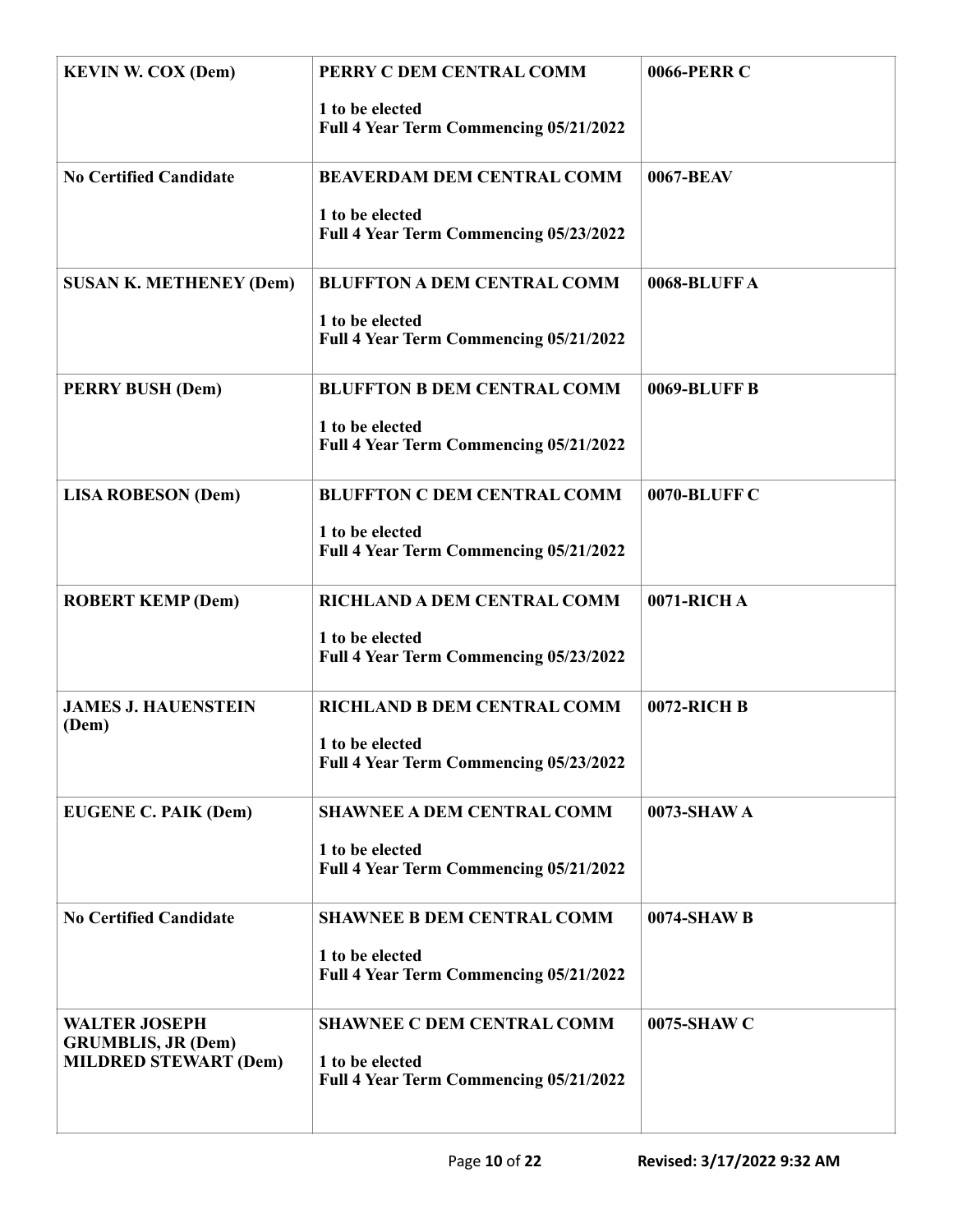| | | |
|---|---|---|
| **KEVIN W. COX (Dem)** | **PERRY C DEM CENTRAL COMM**<br><br>**1 to be elected**<br>**Full 4 Year Term Commencing 05/21/2022** | **0066-PERR C** |
| **No Certified Candidate** | **BEAVERDAM DEM CENTRAL COMM**<br><br>**1 to be elected**<br>**Full 4 Year Term Commencing 05/23/2022** | **0067-BEAV** |
| **SUSAN K. METHENEY (Dem)** | **BLUFFTON A DEM CENTRAL COMM**<br><br>**1 to be elected**<br>**Full 4 Year Term Commencing 05/21/2022** | **0068-BLUFF A** |
| **PERRY BUSH (Dem)** | **BLUFFTON B DEM CENTRAL COMM**<br><br>**1 to be elected**<br>**Full 4 Year Term Commencing 05/21/2022** | **0069-BLUFF B** |
| **LISA ROBESON (Dem)** | **BLUFFTON C DEM CENTRAL COMM**<br><br>**1 to be elected**<br>**Full 4 Year Term Commencing 05/21/2022** | **0070-BLUFF C** |
| **ROBERT KEMP (Dem)** | **RICHLAND A DEM CENTRAL COMM**<br><br>**1 to be elected**<br>**Full 4 Year Term Commencing 05/23/2022** | **0071-RICH A** |
| **JAMES J. HAUENSTEIN (Dem)** | **RICHLAND B DEM CENTRAL COMM**<br><br>**1 to be elected**<br>**Full 4 Year Term Commencing 05/23/2022** | **0072-RICH B** |
| **EUGENE C. PAIK (Dem)** | **SHAWNEE A DEM CENTRAL COMM**<br><br>**1 to be elected**<br>**Full 4 Year Term Commencing 05/21/2022** | **0073-SHAW A** |
| **No Certified Candidate** | **SHAWNEE B DEM CENTRAL COMM**<br><br>**1 to be elected**<br>**Full 4 Year Term Commencing 05/21/2022** | **0074-SHAW B** |
| **WALTER JOSEPH GRUMBLIS, JR (Dem)**<br>**MILDRED STEWART (Dem)** | **SHAWNEE C DEM CENTRAL COMM**<br><br>**1 to be elected**<br>**Full 4 Year Term Commencing 05/21/2022** | **0075-SHAW C** |

Revised: 3/17/2022 9:32 AM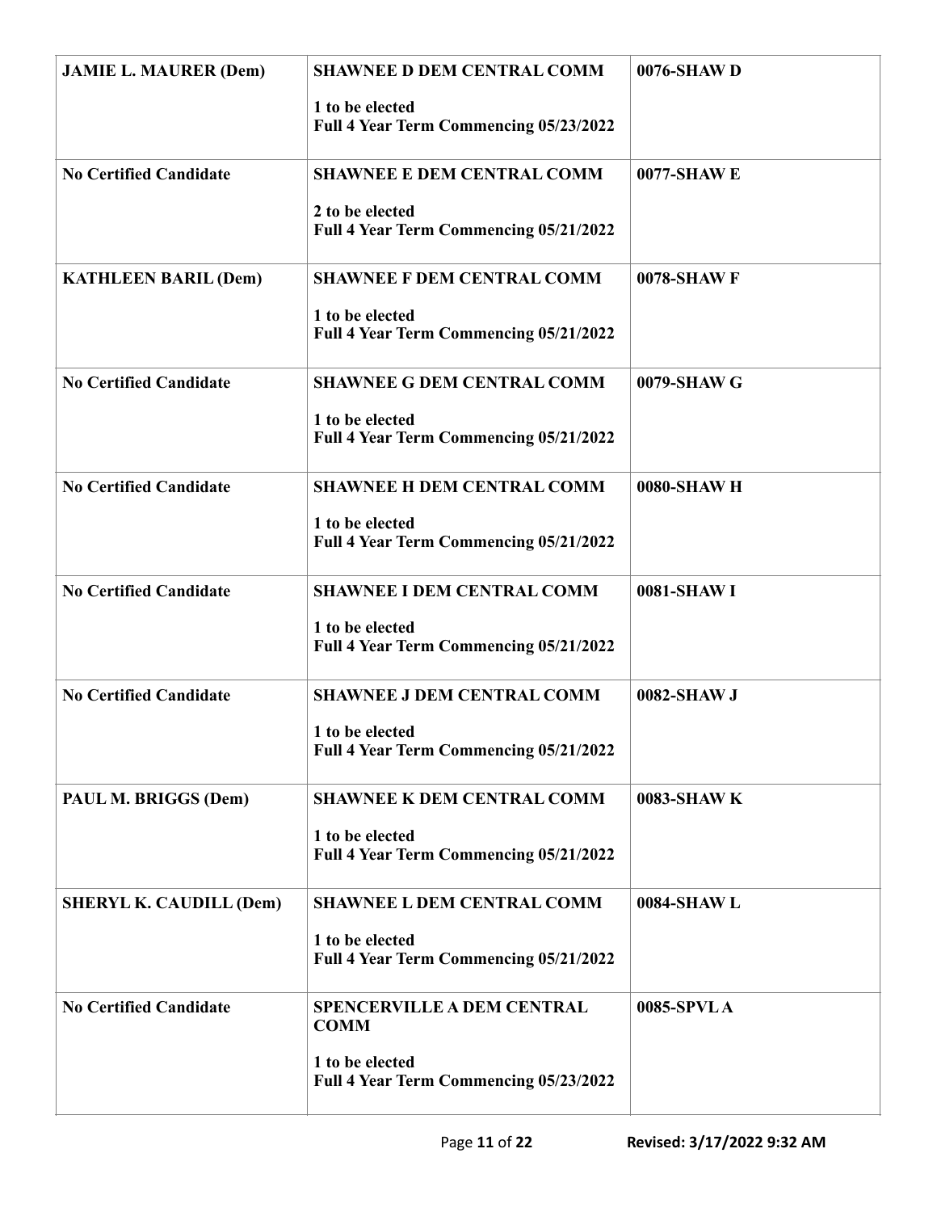| | | |
|---|---|---|
| **JAMIE L. MAURER (Dem)** | **SHAWNEE D DEM CENTRAL COMM**<br>**1 to be elected**<br>**Full 4 Year Term Commencing 05/23/2022** | **0076-SHAW D** |
| **No Certified Candidate** | **SHAWNEE E DEM CENTRAL COMM**<br>**2 to be elected**<br>**Full 4 Year Term Commencing 05/21/2022** | **0077-SHAW E** |
| **KATHLEEN BARIL (Dem)** | **SHAWNEE F DEM CENTRAL COMM**<br>**1 to be elected**<br>**Full 4 Year Term Commencing 05/21/2022** | **0078-SHAW F** |
| **No Certified Candidate** | **SHAWNEE G DEM CENTRAL COMM**<br>**1 to be elected**<br>**Full 4 Year Term Commencing 05/21/2022** | **0079-SHAW G** |
| **No Certified Candidate** | **SHAWNEE H DEM CENTRAL COMM**<br>**1 to be elected**<br>**Full 4 Year Term Commencing 05/21/2022** | **0080-SHAW H** |
| **No Certified Candidate** | **SHAWNEE I DEM CENTRAL COMM**<br>**1 to be elected**<br>**Full 4 Year Term Commencing 05/21/2022** | **0081-SHAW I** |
| **No Certified Candidate** | **SHAWNEE J DEM CENTRAL COMM**<br>**1 to be elected**<br>**Full 4 Year Term Commencing 05/21/2022** | **0082-SHAW J** |
| **PAUL M. BRIGGS (Dem)** | **SHAWNEE K DEM CENTRAL COMM**<br>**1 to be elected**<br>**Full 4 Year Term Commencing 05/21/2022** | **0083-SHAW K** |
| **SHERYL K. CAUDILL (Dem)** | **SHAWNEE L DEM CENTRAL COMM**<br>**1 to be elected**<br>**Full 4 Year Term Commencing 05/21/2022** | **0084-SHAW L** |
| **No Certified Candidate** | **SPENCERVILLE A DEM CENTRAL COMM**<br>**1 to be elected**<br>**Full 4 Year Term Commencing 05/23/2022** | **0085-SPVL A** |

**Revised: 3/17/2022 9:32 AM**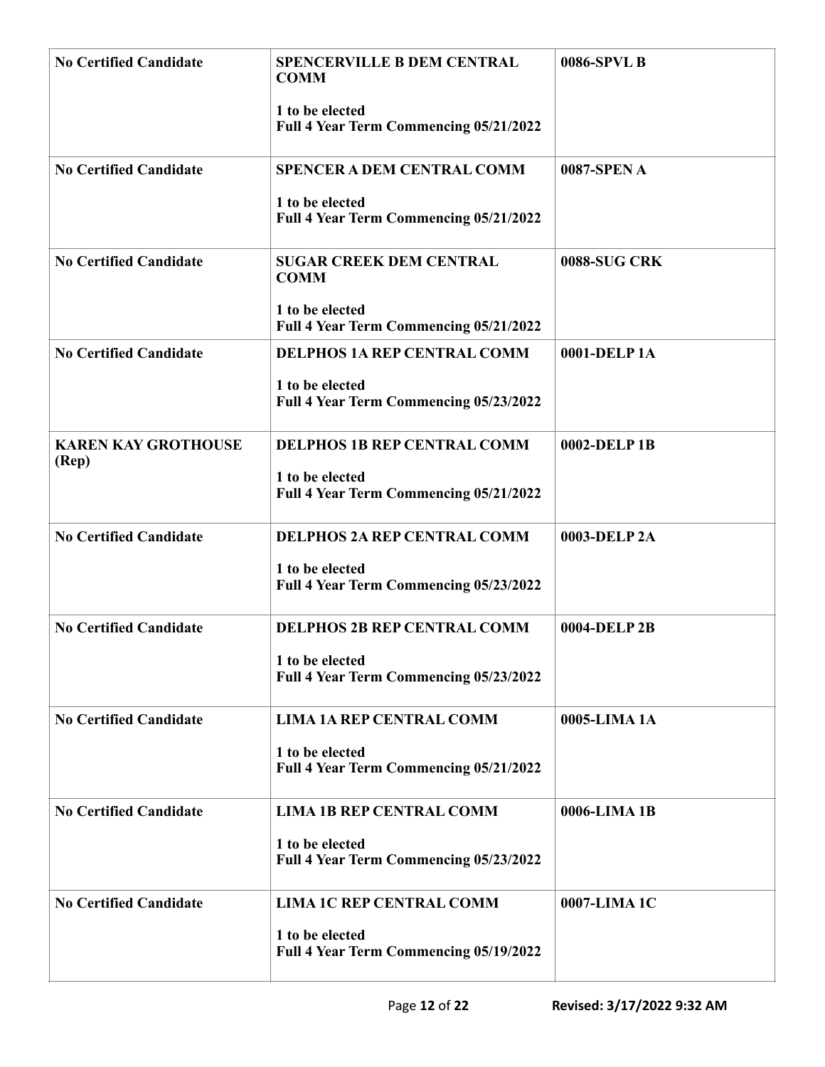| No Certified Candidate | SPENCERVILLE B DEM CENTRAL COMM<br><br>1 to be elected<br>Full 4 Year Term Commencing 05/21/2022 | 0086-SPVL B |
|---|---|---|
| No Certified Candidate | SPENCER A DEM CENTRAL COMM<br><br>1 to be elected<br>Full 4 Year Term Commencing 05/21/2022 | 0087-SPEN A |
| No Certified Candidate | SUGAR CREEK DEM CENTRAL COMM<br><br>1 to be elected<br>Full 4 Year Term Commencing 05/21/2022 | 0088-SUG CRK |
| No Certified Candidate | DELPHOS 1A REP CENTRAL COMM<br><br>1 to be elected<br>Full 4 Year Term Commencing 05/23/2022 | 0001-DELP 1A |
| KAREN KAY GROTHOUSE (Rep) | DELPHOS 1B REP CENTRAL COMM<br><br>1 to be elected<br>Full 4 Year Term Commencing 05/21/2022 | 0002-DELP 1B |
| No Certified Candidate | DELPHOS 2A REP CENTRAL COMM<br><br>1 to be elected<br>Full 4 Year Term Commencing 05/23/2022 | 0003-DELP 2A |
| No Certified Candidate | DELPHOS 2B REP CENTRAL COMM<br><br>1 to be elected<br>Full 4 Year Term Commencing 05/23/2022 | 0004-DELP 2B |
| No Certified Candidate | LIMA 1A REP CENTRAL COMM<br><br>1 to be elected<br>Full 4 Year Term Commencing 05/21/2022 | 0005-LIMA 1A |
| No Certified Candidate | LIMA 1B REP CENTRAL COMM<br><br>1 to be elected<br>Full 4 Year Term Commencing 05/23/2022 | 0006-LIMA 1B |
| No Certified Candidate | LIMA 1C REP CENTRAL COMM<br><br>1 to be elected<br>Full 4 Year Term Commencing 05/19/2022 | 0007-LIMA 1C |

Revised: 3/17/2022 9:32 AM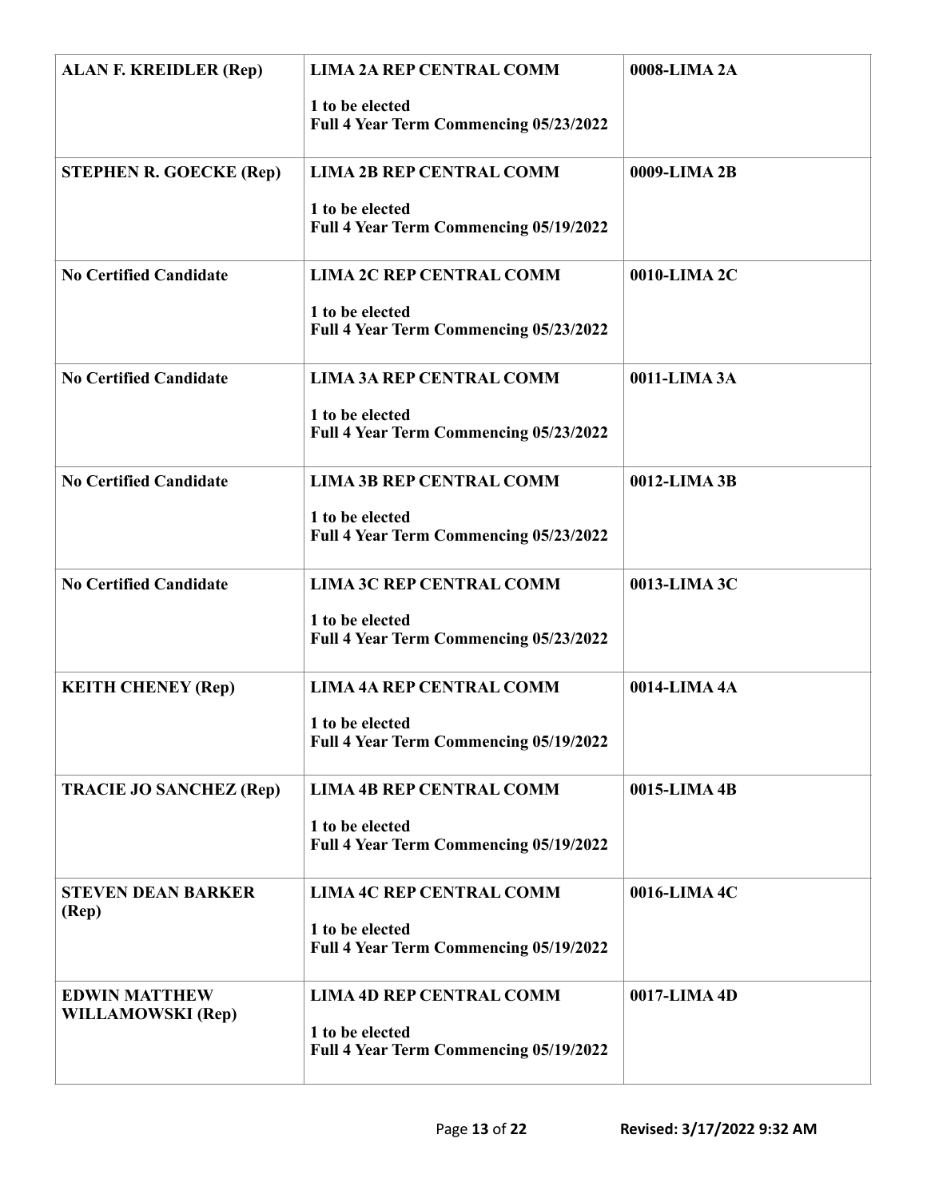| | | |
|---|---|---|
| **ALAN F. KREIDLER (Rep)** | **LIMA 2A REP CENTRAL COMM**<br><br>**1 to be elected**<br>**Full 4 Year Term Commencing 05/23/2022** | **0008-LIMA 2A** |
| **STEPHEN R. GOECKE (Rep)** | **LIMA 2B REP CENTRAL COMM**<br><br>**1 to be elected**<br>**Full 4 Year Term Commencing 05/19/2022** | **0009-LIMA 2B** |
| **No Certified Candidate** | **LIMA 2C REP CENTRAL COMM**<br><br>**1 to be elected**<br>**Full 4 Year Term Commencing 05/23/2022** | **0010-LIMA 2C** |
| **No Certified Candidate** | **LIMA 3A REP CENTRAL COMM**<br><br>**1 to be elected**<br>**Full 4 Year Term Commencing 05/23/2022** | **0011-LIMA 3A** |
| **No Certified Candidate** | **LIMA 3B REP CENTRAL COMM**<br><br>**1 to be elected**<br>**Full 4 Year Term Commencing 05/23/2022** | **0012-LIMA 3B** |
| **No Certified Candidate** | **LIMA 3C REP CENTRAL COMM**<br><br>**1 to be elected**<br>**Full 4 Year Term Commencing 05/23/2022** | **0013-LIMA 3C** |
| **KEITH CHENEY (Rep)** | **LIMA 4A REP CENTRAL COMM**<br><br>**1 to be elected**<br>**Full 4 Year Term Commencing 05/19/2022** | **0014-LIMA 4A** |
| **TRACIE JO SANCHEZ (Rep)** | **LIMA 4B REP CENTRAL COMM**<br><br>**1 to be elected**<br>**Full 4 Year Term Commencing 05/19/2022** | **0015-LIMA 4B** |
| **STEVEN DEAN BARKER (Rep)** | **LIMA 4C REP CENTRAL COMM**<br><br>**1 to be elected**<br>**Full 4 Year Term Commencing 05/19/2022** | **0016-LIMA 4C** |
| **EDWIN MATTHEW WILLAMOWSKI (Rep)** | **LIMA 4D REP CENTRAL COMM**<br><br>**1 to be elected**<br>**Full 4 Year Term Commencing 05/19/2022** | **0017-LIMA 4D** |

Revised: 3/17/2022 9:32 AM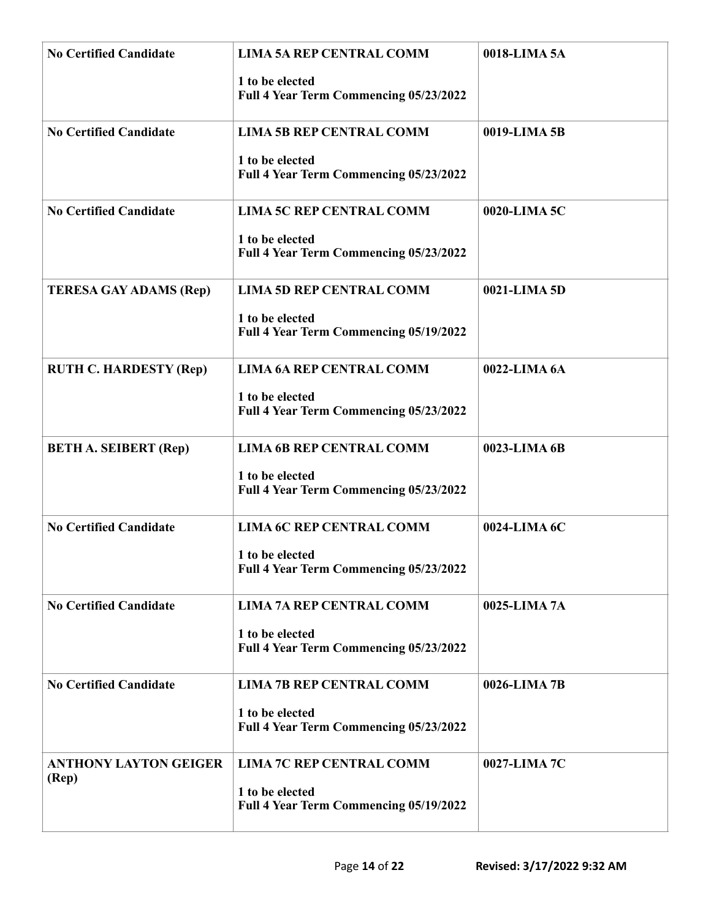| | | |
|---|---|---|
| **No Certified Candidate** | **LIMA 5A REP CENTRAL COMM**<br><br>**1 to be elected**<br>**Full 4 Year Term Commencing 05/23/2022** | **0018-LIMA 5A** |
| **No Certified Candidate** | **LIMA 5B REP CENTRAL COMM**<br><br>**1 to be elected**<br>**Full 4 Year Term Commencing 05/23/2022** | **0019-LIMA 5B** |
| **No Certified Candidate** | **LIMA 5C REP CENTRAL COMM**<br><br>**1 to be elected**<br>**Full 4 Year Term Commencing 05/23/2022** | **0020-LIMA 5C** |
| **TERESA GAY ADAMS (Rep)** | **LIMA 5D REP CENTRAL COMM**<br><br>**1 to be elected**<br>**Full 4 Year Term Commencing 05/19/2022** | **0021-LIMA 5D** |
| **RUTH C. HARDESTY (Rep)** | **LIMA 6A REP CENTRAL COMM**<br><br>**1 to be elected**<br>**Full 4 Year Term Commencing 05/23/2022** | **0022-LIMA 6A** |
| **BETH A. SEIBERT (Rep)** | **LIMA 6B REP CENTRAL COMM**<br><br>**1 to be elected**<br>**Full 4 Year Term Commencing 05/23/2022** | **0023-LIMA 6B** |
| **No Certified Candidate** | **LIMA 6C REP CENTRAL COMM**<br><br>**1 to be elected**<br>**Full 4 Year Term Commencing 05/23/2022** | **0024-LIMA 6C** |
| **No Certified Candidate** | **LIMA 7A REP CENTRAL COMM**<br><br>**1 to be elected**<br>**Full 4 Year Term Commencing 05/23/2022** | **0025-LIMA 7A** |
| **No Certified Candidate** | **LIMA 7B REP CENTRAL COMM**<br><br>**1 to be elected**<br>**Full 4 Year Term Commencing 05/23/2022** | **0026-LIMA 7B** |
| **ANTHONY LAYTON GEIGER (Rep)** | **LIMA 7C REP CENTRAL COMM**<br><br>**1 to be elected**<br>**Full 4 Year Term Commencing 05/19/2022** | **0027-LIMA 7C** |

Revised: 3/17/2022 9:32 AM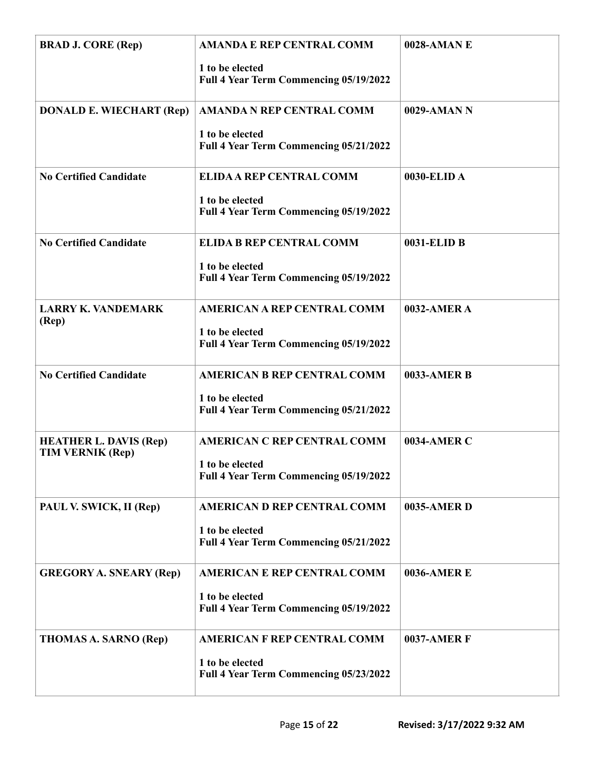| | | |
|---|---|---|
| **BRAD J. CORE (Rep)** | **AMANDA E REP CENTRAL COMM**<br><br>**1 to be elected**<br>**Full 4 Year Term Commencing 05/19/2022** | **0028-AMAN E** |
| **DONALD E. WIECHART (Rep)** | **AMANDA N REP CENTRAL COMM**<br><br>**1 to be elected**<br>**Full 4 Year Term Commencing 05/21/2022** | **0029-AMAN N** |
| **No Certified Candidate** | **ELIDA A REP CENTRAL COMM**<br><br>**1 to be elected**<br>**Full 4 Year Term Commencing 05/19/2022** | **0030-ELID A** |
| **No Certified Candidate** | **ELIDA B REP CENTRAL COMM**<br><br>**1 to be elected**<br>**Full 4 Year Term Commencing 05/19/2022** | **0031-ELID B** |
| **LARRY K. VANDEMARK (Rep)** | **AMERICAN A REP CENTRAL COMM**<br><br>**1 to be elected**<br>**Full 4 Year Term Commencing 05/19/2022** | **0032-AMER A** |
| **No Certified Candidate** | **AMERICAN B REP CENTRAL COMM**<br><br>**1 to be elected**<br>**Full 4 Year Term Commencing 05/21/2022** | **0033-AMER B** |
| **HEATHER L. DAVIS (Rep)**<br>**TIM VERNIK (Rep)** | **AMERICAN C REP CENTRAL COMM**<br><br>**1 to be elected**<br>**Full 4 Year Term Commencing 05/19/2022** | **0034-AMER C** |
| **PAUL V. SWICK, II (Rep)** | **AMERICAN D REP CENTRAL COMM**<br><br>**1 to be elected**<br>**Full 4 Year Term Commencing 05/21/2022** | **0035-AMER D** |
| **GREGORY A. SNEARY (Rep)** | **AMERICAN E REP CENTRAL COMM**<br><br>**1 to be elected**<br>**Full 4 Year Term Commencing 05/19/2022** | **0036-AMER E** |
| **THOMAS A. SARNO (Rep)** | **AMERICAN F REP CENTRAL COMM**<br><br>**1 to be elected**<br>**Full 4 Year Term Commencing 05/23/2022** | **0037-AMER F** |

Revised: 3/17/2022 9:32 AM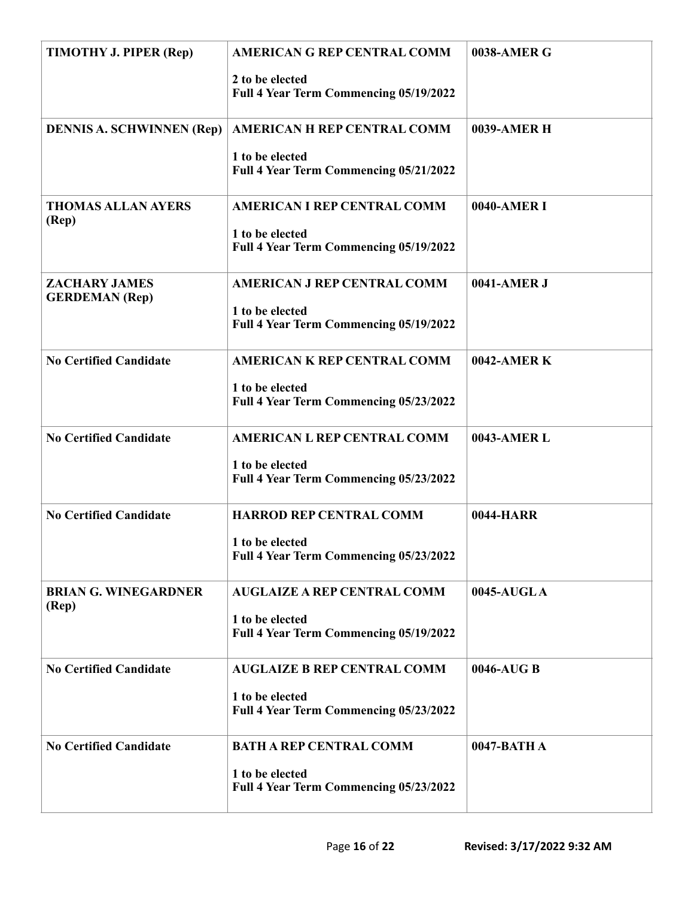| | | |
|---|---|---|
| **TIMOTHY J. PIPER (Rep)** | **AMERICAN G REP CENTRAL COMM**<br><br>**2 to be elected**<br>**Full 4 Year Term Commencing 05/19/2022** | **0038-AMER G** |
| **DENNIS A. SCHWINNEN (Rep)** | **AMERICAN H REP CENTRAL COMM**<br><br>**1 to be elected**<br>**Full 4 Year Term Commencing 05/21/2022** | **0039-AMER H** |
| **THOMAS ALLAN AYERS (Rep)** | **AMERICAN I REP CENTRAL COMM**<br><br>**1 to be elected**<br>**Full 4 Year Term Commencing 05/19/2022** | **0040-AMER I** |
| **ZACHARY JAMES GERDEMAN (Rep)** | **AMERICAN J REP CENTRAL COMM**<br><br>**1 to be elected**<br>**Full 4 Year Term Commencing 05/19/2022** | **0041-AMER J** |
| **No Certified Candidate** | **AMERICAN K REP CENTRAL COMM**<br><br>**1 to be elected**<br>**Full 4 Year Term Commencing 05/23/2022** | **0042-AMER K** |
| **No Certified Candidate** | **AMERICAN L REP CENTRAL COMM**<br><br>**1 to be elected**<br>**Full 4 Year Term Commencing 05/23/2022** | **0043-AMER L** |
| **No Certified Candidate** | **HARROD REP CENTRAL COMM**<br><br>**1 to be elected**<br>**Full 4 Year Term Commencing 05/23/2022** | **0044-HARR** |
| **BRIAN G. WINEGARDNER (Rep)** | **AUGLAIZE A REP CENTRAL COMM**<br><br>**1 to be elected**<br>**Full 4 Year Term Commencing 05/19/2022** | **0045-AUGL A** |
| **No Certified Candidate** | **AUGLAIZE B REP CENTRAL COMM**<br><br>**1 to be elected**<br>**Full 4 Year Term Commencing 05/23/2022** | **0046-AUG B** |
| **No Certified Candidate** | **BATH A REP CENTRAL COMM**<br><br>**1 to be elected**<br>**Full 4 Year Term Commencing 05/23/2022** | **0047-BATH A** |

**Revised: 3/17/2022 9:32 AM**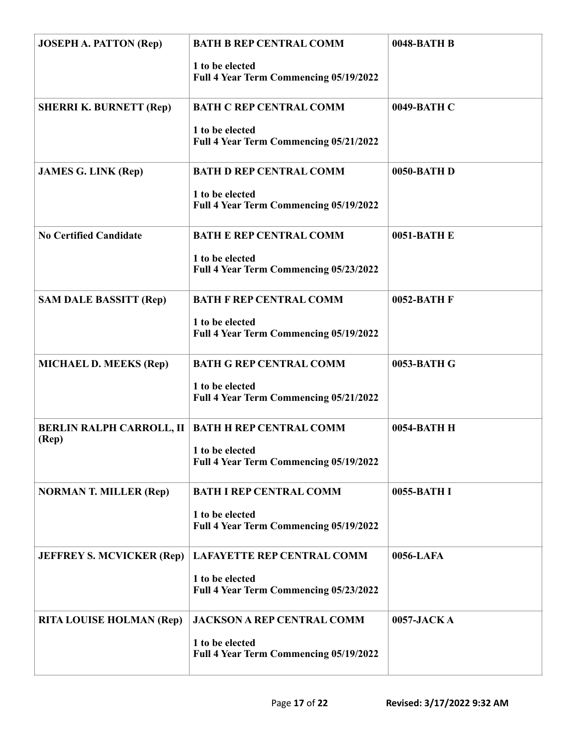| | | |
|---|---|---|
| **JOSEPH A. PATTON (Rep)** | **BATH B REP CENTRAL COMM**<br>**1 to be elected**<br>**Full 4 Year Term Commencing 05/19/2022** | **0048-BATH B** |
| **SHERRI K. BURNETT (Rep)** | **BATH C REP CENTRAL COMM**<br>**1 to be elected**<br>**Full 4 Year Term Commencing 05/21/2022** | **0049-BATH C** |
| **JAMES G. LINK (Rep)** | **BATH D REP CENTRAL COMM**<br>**1 to be elected**<br>**Full 4 Year Term Commencing 05/19/2022** | **0050-BATH D** |
| **No Certified Candidate** | **BATH E REP CENTRAL COMM**<br>**1 to be elected**<br>**Full 4 Year Term Commencing 05/23/2022** | **0051-BATH E** |
| **SAM DALE BASSITT (Rep)** | **BATH F REP CENTRAL COMM**<br>**1 to be elected**<br>**Full 4 Year Term Commencing 05/19/2022** | **0052-BATH F** |
| **MICHAEL D. MEEKS (Rep)** | **BATH G REP CENTRAL COMM**<br>**1 to be elected**<br>**Full 4 Year Term Commencing 05/21/2022** | **0053-BATH G** |
| **BERLIN RALPH CARROLL, II (Rep)** | **BATH H REP CENTRAL COMM**<br>**1 to be elected**<br>**Full 4 Year Term Commencing 05/19/2022** | **0054-BATH H** |
| **NORMAN T. MILLER (Rep)** | **BATH I REP CENTRAL COMM**<br>**1 to be elected**<br>**Full 4 Year Term Commencing 05/19/2022** | **0055-BATH I** |
| **JEFFREY S. MCVICKER (Rep)** | **LAFAYETTE REP CENTRAL COMM**<br>**1 to be elected**<br>**Full 4 Year Term Commencing 05/23/2022** | **0056-LAFA** |
| **RITA LOUISE HOLMAN (Rep)** | **JACKSON A REP CENTRAL COMM**<br>**1 to be elected**<br>**Full 4 Year Term Commencing 05/19/2022** | **0057-JACK A** |

Revised: 3/17/2022 9:32 AM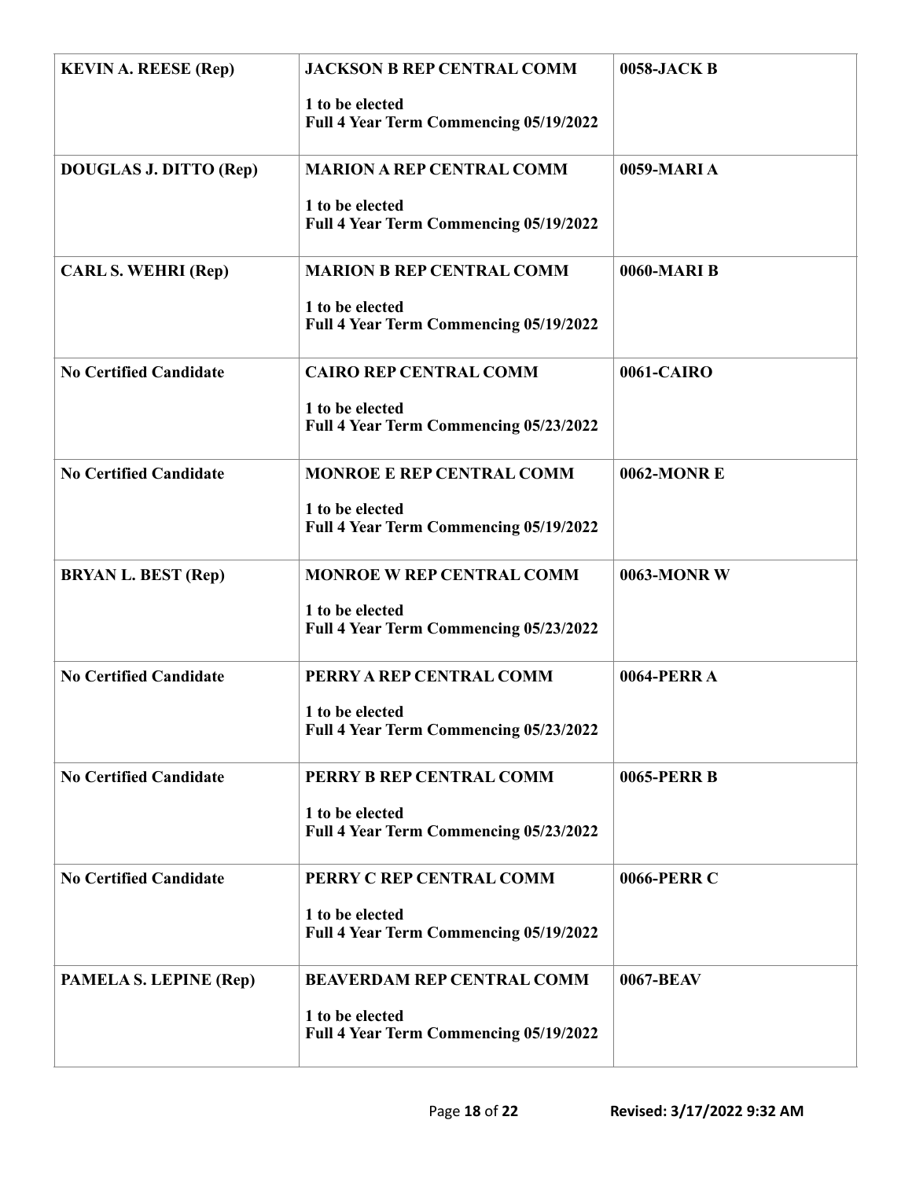| | | |
|---|---|---|
| **KEVIN A. REESE (Rep)** | **JACKSON B REP CENTRAL COMM**<br><br>**1 to be elected**<br>**Full 4 Year Term Commencing 05/19/2022** | **0058-JACK B** |
| **DOUGLAS J. DITTO (Rep)** | **MARION A REP CENTRAL COMM**<br><br>**1 to be elected**<br>**Full 4 Year Term Commencing 05/19/2022** | **0059-MARI A** |
| **CARL S. WEHRI (Rep)** | **MARION B REP CENTRAL COMM**<br><br>**1 to be elected**<br>**Full 4 Year Term Commencing 05/19/2022** | **0060-MARI B** |
| **No Certified Candidate** | **CAIRO REP CENTRAL COMM**<br><br>**1 to be elected**<br>**Full 4 Year Term Commencing 05/23/2022** | **0061-CAIRO** |
| **No Certified Candidate** | **MONROE E REP CENTRAL COMM**<br><br>**1 to be elected**<br>**Full 4 Year Term Commencing 05/19/2022** | **0062-MONR E** |
| **BRYAN L. BEST (Rep)** | **MONROE W REP CENTRAL COMM**<br><br>**1 to be elected**<br>**Full 4 Year Term Commencing 05/23/2022** | **0063-MONR W** |
| **No Certified Candidate** | **PERRY A REP CENTRAL COMM**<br><br>**1 to be elected**<br>**Full 4 Year Term Commencing 05/23/2022** | **0064-PERR A** |
| **No Certified Candidate** | **PERRY B REP CENTRAL COMM**<br><br>**1 to be elected**<br>**Full 4 Year Term Commencing 05/23/2022** | **0065-PERR B** |
| **No Certified Candidate** | **PERRY C REP CENTRAL COMM**<br><br>**1 to be elected**<br>**Full 4 Year Term Commencing 05/19/2022** | **0066-PERR C** |
| **PAMELA S. LEPINE (Rep)** | **BEAVERDAM REP CENTRAL COMM**<br><br>**1 to be elected**<br>**Full 4 Year Term Commencing 05/19/2022** | **0067-BEAV** |

Revised: 3/17/2022 9:32 AM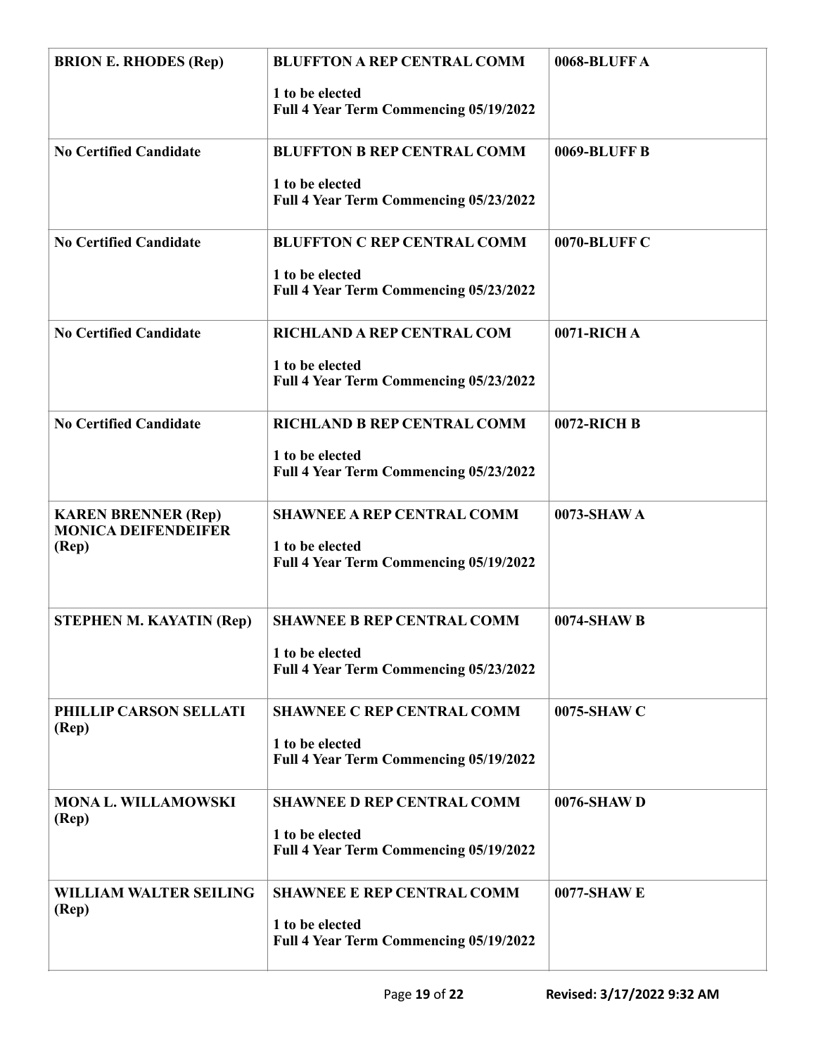| **BRION E. RHODES (Rep)** | **BLUFFTON A REP CENTRAL COMM**<br><br>**1 to be elected**<br>**Full 4 Year Term Commencing 05/19/2022** | **0068-BLUFF A** |
|---|---|---|
| **No Certified Candidate** | **BLUFFTON B REP CENTRAL COMM**<br><br>**1 to be elected**<br>**Full 4 Year Term Commencing 05/23/2022** | **0069-BLUFF B** |
| **No Certified Candidate** | **BLUFFTON C REP CENTRAL COMM**<br><br>**1 to be elected**<br>**Full 4 Year Term Commencing 05/23/2022** | **0070-BLUFF C** |
| **No Certified Candidate** | **RICHLAND A REP CENTRAL COM**<br><br>**1 to be elected**<br>**Full 4 Year Term Commencing 05/23/2022** | **0071-RICH A** |
| **No Certified Candidate** | **RICHLAND B REP CENTRAL COMM**<br><br>**1 to be elected**<br>**Full 4 Year Term Commencing 05/23/2022** | **0072-RICH B** |
| **KAREN BRENNER (Rep)**<br>**MONICA DEIFENDEIFER (Rep)** | **SHAWNEE A REP CENTRAL COMM**<br><br>**1 to be elected**<br>**Full 4 Year Term Commencing 05/19/2022** | **0073-SHAW A** |
| **STEPHEN M. KAYATIN (Rep)** | **SHAWNEE B REP CENTRAL COMM**<br><br>**1 to be elected**<br>**Full 4 Year Term Commencing 05/23/2022** | **0074-SHAW B** |
| **PHILLIP CARSON SELLATI (Rep)** | **SHAWNEE C REP CENTRAL COMM**<br><br>**1 to be elected**<br>**Full 4 Year Term Commencing 05/19/2022** | **0075-SHAW C** |
| **MONA L. WILLAMOWSKI (Rep)** | **SHAWNEE D REP CENTRAL COMM**<br><br>**1 to be elected**<br>**Full 4 Year Term Commencing 05/19/2022** | **0076-SHAW D** |
| **WILLIAM WALTER SEILING (Rep)** | **SHAWNEE E REP CENTRAL COMM**<br><br>**1 to be elected**<br>**Full 4 Year Term Commencing 05/19/2022** | **0077-SHAW E** |

**Revised: 3/17/2022 9:32 AM**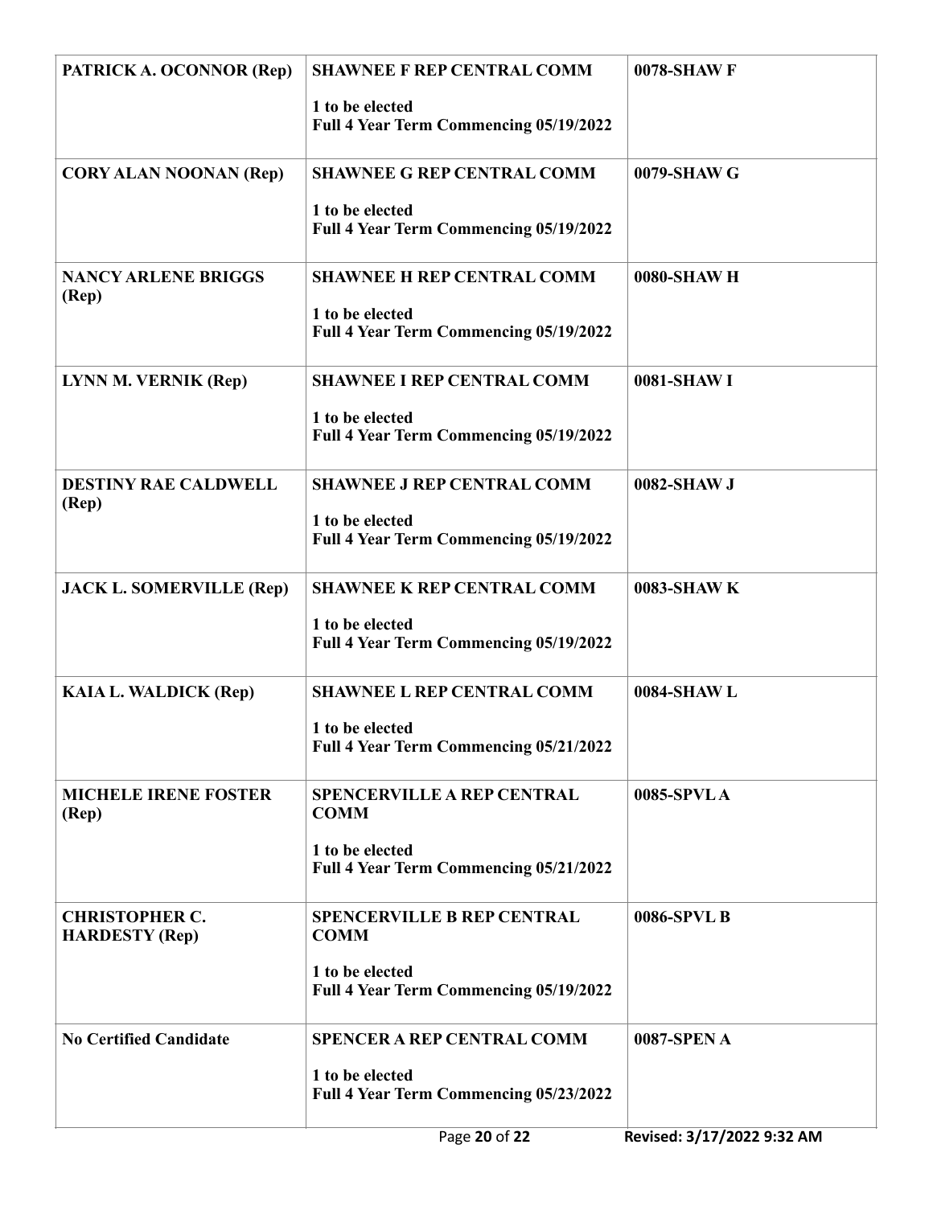| | | |
|---|---|---|
| **PATRICK A. OCONNOR (Rep)** | **SHAWNEE F REP CENTRAL COMM**<br>**1 to be elected**<br>**Full 4 Year Term Commencing 05/19/2022** | **0078-SHAW F** |
| **CORY ALAN NOONAN (Rep)** | **SHAWNEE G REP CENTRAL COMM**<br>**1 to be elected**<br>**Full 4 Year Term Commencing 05/19/2022** | **0079-SHAW G** |
| **NANCY ARLENE BRIGGS (Rep)** | **SHAWNEE H REP CENTRAL COMM**<br>**1 to be elected**<br>**Full 4 Year Term Commencing 05/19/2022** | **0080-SHAW H** |
| **LYNN M. VERNIK (Rep)** | **SHAWNEE I REP CENTRAL COMM**<br>**1 to be elected**<br>**Full 4 Year Term Commencing 05/19/2022** | **0081-SHAW I** |
| **DESTINY RAE CALDWELL (Rep)** | **SHAWNEE J REP CENTRAL COMM**<br>**1 to be elected**<br>**Full 4 Year Term Commencing 05/19/2022** | **0082-SHAW J** |
| **JACK L. SOMERVILLE (Rep)** | **SHAWNEE K REP CENTRAL COMM**<br>**1 to be elected**<br>**Full 4 Year Term Commencing 05/19/2022** | **0083-SHAW K** |
| **KAIA L. WALDICK (Rep)** | **SHAWNEE L REP CENTRAL COMM**<br>**1 to be elected**<br>**Full 4 Year Term Commencing 05/21/2022** | **0084-SHAW L** |
| **MICHELE IRENE FOSTER (Rep)** | **SPENCERVILLE A REP CENTRAL COMM**<br>**1 to be elected**<br>**Full 4 Year Term Commencing 05/21/2022** | **0085-SPVL A** |
| **CHRISTOPHER C. HARDESTY (Rep)** | **SPENCERVILLE B REP CENTRAL COMM**<br>**1 to be elected**<br>**Full 4 Year Term Commencing 05/19/2022** | **0086-SPVL B** |
| **No Certified Candidate** | **SPENCER A REP CENTRAL COMM**<br>**1 to be elected**<br>**Full 4 Year Term Commencing 05/23/2022** | **0087-SPEN A** |

Revised: 3/17/2022 9:32 AM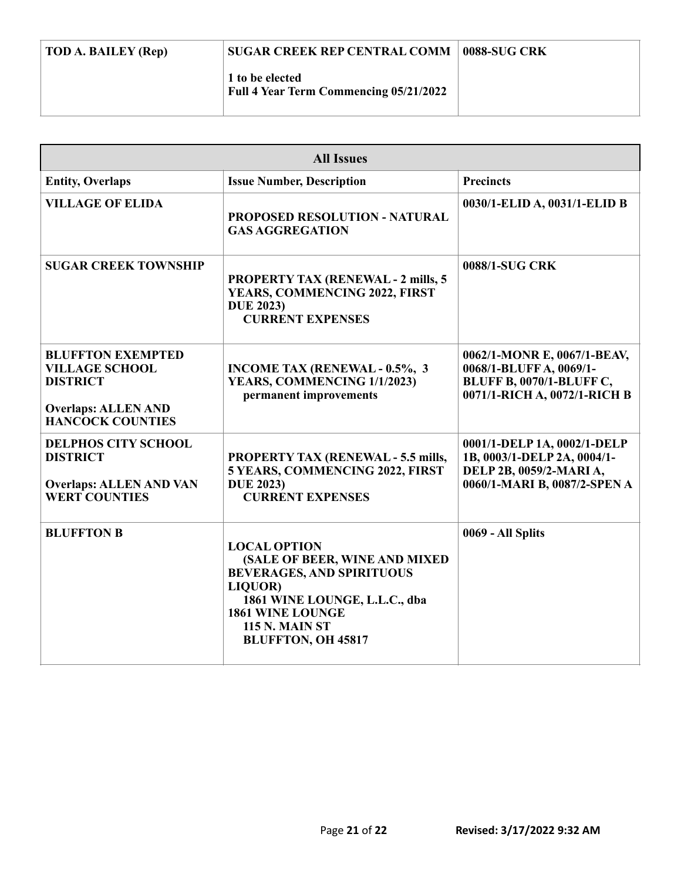| **TOD A. BAILEY (Rep)** | **SUGAR CREEK REP CENTRAL COMM**<br><br>**1 to be elected**<br>**Full 4 Year Term Commencing 05/21/2022** | **0088-SUG CRK** |
|---|---|---|

| **All Issues** | | |
|---|---|---|
| **Entity, Overlaps** | **Issue Number, Description** | **Precincts** |
| **VILLAGE OF ELIDA** | **PROPOSED RESOLUTION - NATURAL GAS AGGREGATION** | **0030/1-ELID A, 0031/1-ELID B** |
| **SUGAR CREEK TOWNSHIP** | **PROPERTY TAX (RENEWAL - 2 mills, 5 YEARS, COMMENCING 2022, FIRST DUE 2023)**<br>**CURRENT EXPENSES** | **0088/1-SUG CRK** |
| **BLUFFTON EXEMPTED VILLAGE SCHOOL DISTRICT**<br><br>**Overlaps: ALLEN AND HANCOCK COUNTIES** | **INCOME TAX (RENEWAL - 0.5%, 3 YEARS, COMMENCING 1/1/2023)**<br>**permanent improvements** | **0062/1-MONR E, 0067/1-BEAV, 0068/1-BLUFF A, 0069/1-BLUFF B, 0070/1-BLUFF C, 0071/1-RICH A, 0072/1-RICH B** |
| **DELPHOS CITY SCHOOL DISTRICT**<br><br>**Overlaps: ALLEN AND VAN WERT COUNTIES** | **PROPERTY TAX (RENEWAL - 5.5 mills, 5 YEARS, COMMENCING 2022, FIRST DUE 2023)**<br>**CURRENT EXPENSES** | **0001/1-DELP 1A, 0002/1-DELP 1B, 0003/1-DELP 2A, 0004/1-DELP 2B, 0059/2-MARI A, 0060/1-MARI B, 0087/2-SPEN A** |
| **BLUFFTON B** | **LOCAL OPTION**<br>**(SALE OF BEER, WINE AND MIXED BEVERAGES, AND SPIRITUOUS LIQUOR)**<br>**1861 WINE LOUNGE, L.L.C., dba 1861 WINE LOUNGE**<br>**115 N. MAIN ST**<br>**BLUFFTON, OH 45817** | **0069 - All Splits** |

Revised: 3/17/2022 9:32 AM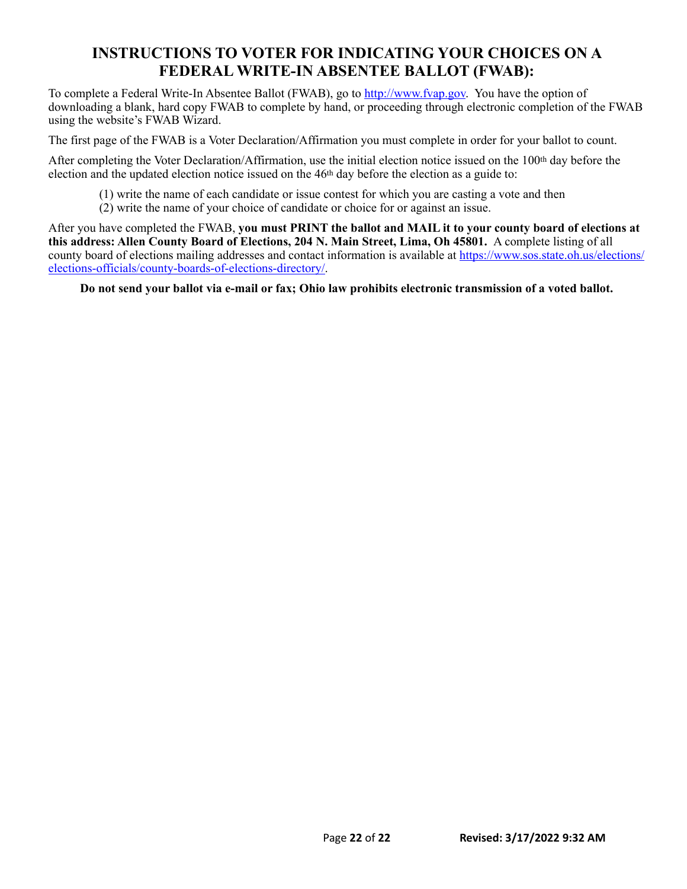## INSTRUCTIONS TO VOTER FOR INDICATING YOUR CHOICES ON A FEDERAL WRITE-IN ABSENTEE BALLOT (FWAB):

To complete a Federal Write-In Absentee Ballot (FWAB), go to [http://www.fvap.gov](http://www.fvap.gov). You have the option of downloading a blank, hard copy FWAB to complete by hand, or proceeding through electronic completion of the FWAB using the website's FWAB Wizard.

The first page of the FWAB is a Voter Declaration/Affirmation you must complete in order for your ballot to count.

After completing the Voter Declaration/Affirmation, use the initial election notice issued on the 100th day before the election and the updated election notice issued on the 46th day before the election as a guide to:

(1) write the name of each candidate or issue contest for which you are casting a vote and then
(2) write the name of your choice of candidate or choice for or against an issue.

After you have completed the FWAB, **you must PRINT the ballot and MAIL it to your county board of elections at this address: Allen County Board of Elections, 204 N. Main Street, Lima, Oh 45801.** A complete listing of all county board of elections mailing addresses and contact information is available at [https://www.sos.state.oh.us/elections/elections-officials/county-boards-of-elections-directory/](https://www.sos.state.oh.us/elections/elections-officials/county-boards-of-elections-directory/).

**Do not send your ballot via e-mail or fax; Ohio law prohibits electronic transmission of a voted ballot.**

Revised: 3/17/2022 9:32 AM